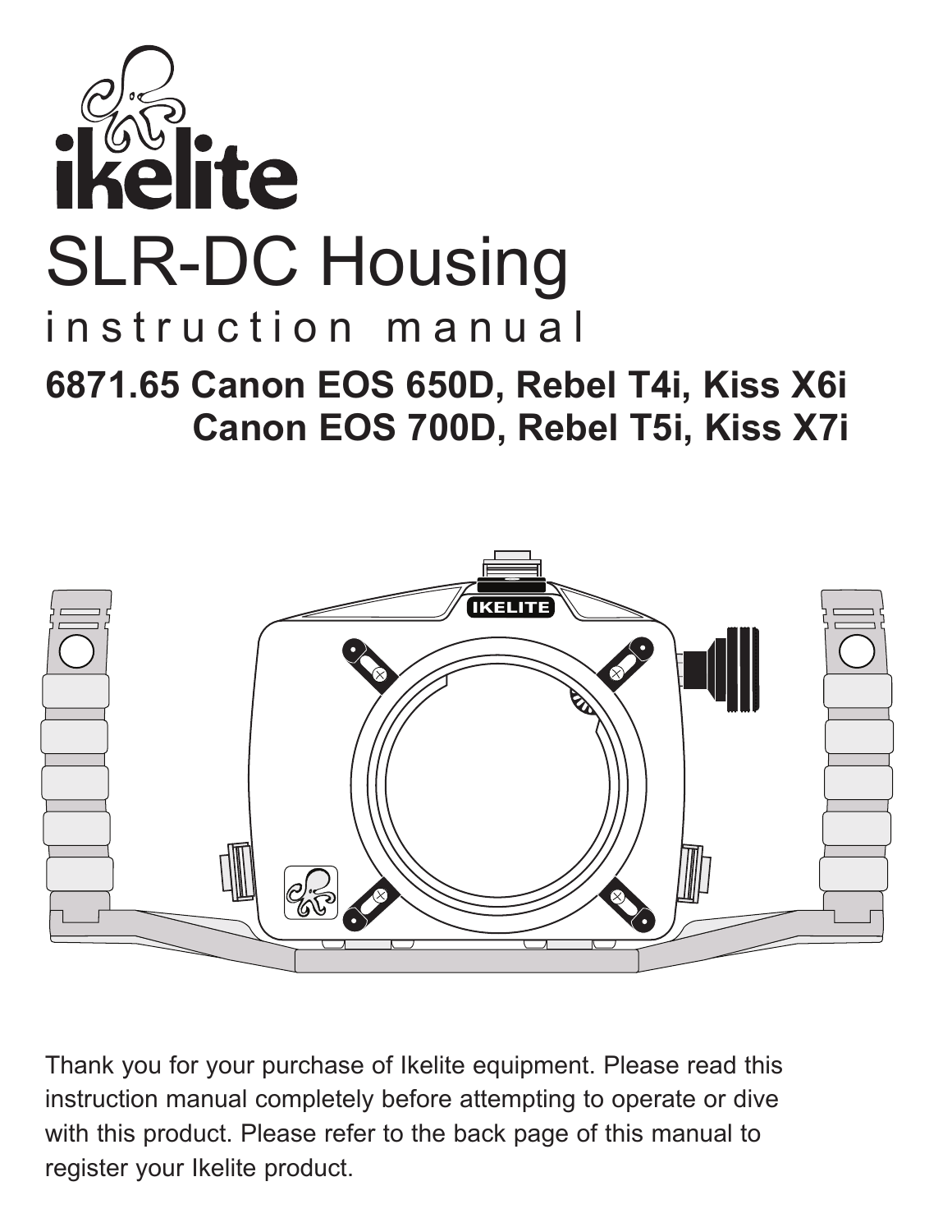# ikelite

# SLR-DC Housing

## instruction manual

### 6871.65 Canon EOS 650D, Rebel T4i, Kiss X6i
### Canon EOS 700D, Rebel T5i, Kiss X7i

Thank you for your purchase of Ikelite equipment. Please read this instruction manual completely before attempting to operate or dive with this product. Please refer to the back page of this manual to register your Ikelite product.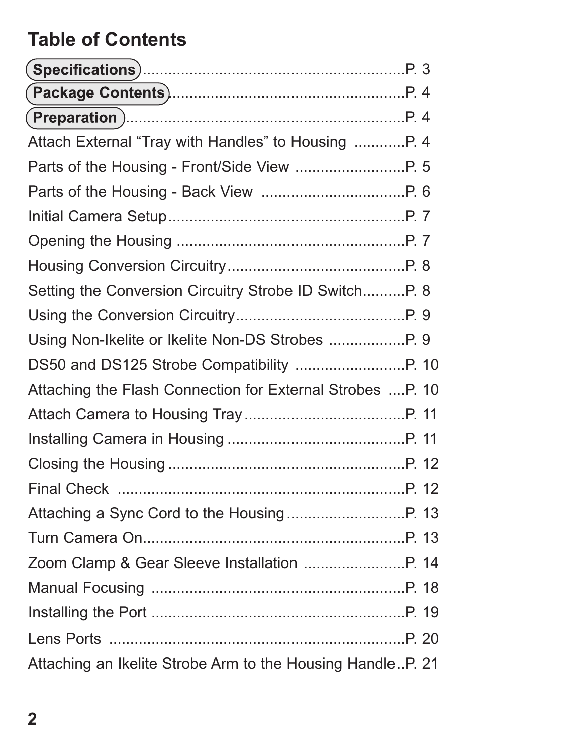# Table of Contents

| | |
|---|---|
| **Specifications** | P. 3 |
| **Package Contents** | P. 4 |
| **Preparation** | P. 4 |
| Attach External "Tray with Handles" to Housing | P. 4 |
| Parts of the Housing - Front/Side View | P. 5 |
| Parts of the Housing - Back View | P. 6 |
| Initial Camera Setup | P. 7 |
| Opening the Housing | P. 7 |
| Housing Conversion Circuitry | P. 8 |
| Setting the Conversion Circuitry Strobe ID Switch | P. 8 |
| Using the Conversion Circuitry | P. 9 |
| Using Non-Ikelite or Ikelite Non-DS Strobes | P. 9 |
| DS50 and DS125 Strobe Compatibility | P. 10 |
| Attaching the Flash Connection for External Strobes | P. 10 |
| Attach Camera to Housing Tray | P. 11 |
| Installing Camera in Housing | P. 11 |
| Closing the Housing | P. 12 |
| Final Check | P. 12 |
| Attaching a Sync Cord to the Housing | P. 13 |
| Turn Camera On | P. 13 |
| Zoom Clamp & Gear Sleeve Installation | P. 14 |
| Manual Focusing | P. 18 |
| Installing the Port | P. 19 |
| Lens Ports | P. 20 |
| Attaching an Ikelite Strobe Arm to the Housing Handle | P. 21 |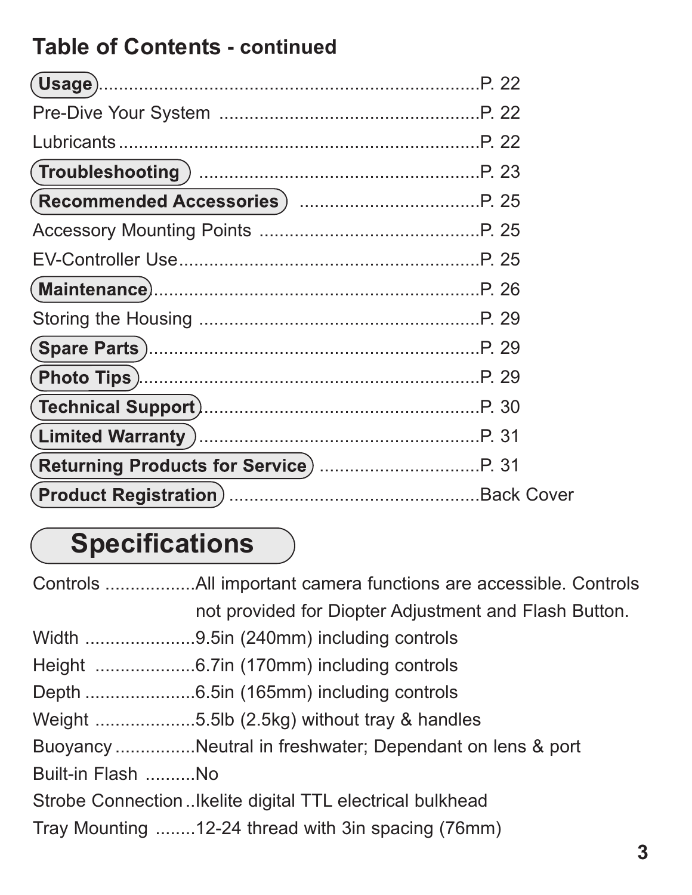## Table of Contents - continued

**Usage** ........................................................................P. 22

Pre-Dive Your System ....................................................P. 22

Lubricants ......................................................................P. 22

**Troubleshooting** ........................................................P. 23

**Recommended Accessories** ....................................P. 25

Accessory Mounting Points ............................................P. 25

EV-Controller Use ...........................................................P. 25

**Maintenance** ...............................................................P. 26

Storing the Housing ........................................................P. 29

**Spare Parts** ................................................................P. 29

**Photo Tips** ..................................................................P. 29

**Technical Support** ......................................................P. 30

**Limited Warranty** .......................................................P. 31

**Returning Products for Service** ..............................P. 31

**Product Registration** .................................................Back Cover

# Specifications

Controls ..................All important camera functions are accessible. Controls not provided for Diopter Adjustment and Flash Button.

Width ......................9.5in (240mm) including controls

Height ....................6.7in (170mm) including controls

Depth ......................6.5in (165mm) including controls

Weight ....................5.5lb (2.5kg) without tray & handles

Buoyancy ................Neutral in freshwater; Dependant on lens & port

Built-in Flash ..........No

Strobe Connection ..Ikelite digital TTL electrical bulkhead

Tray Mounting ........12-24 thread with 3in spacing (76mm)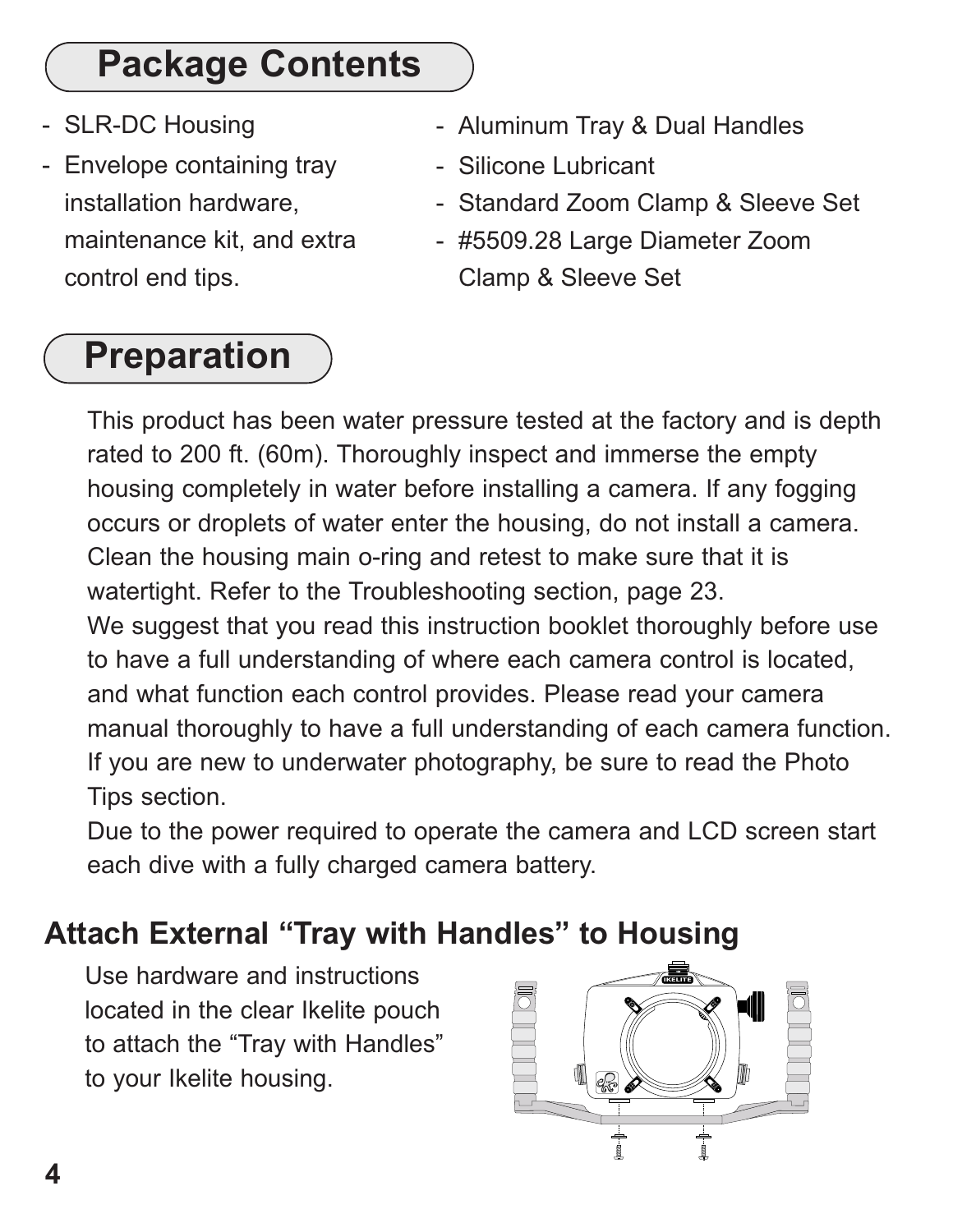## Package Contents

- SLR-DC Housing
- Envelope containing tray installation hardware, maintenance kit, and extra control end tips.
- Aluminum Tray & Dual Handles
- Silicone Lubricant
- Standard Zoom Clamp & Sleeve Set
- #5509.28 Large Diameter Zoom Clamp & Sleeve Set

## Preparation

This product has been water pressure tested at the factory and is depth rated to 200 ft. (60m). Thoroughly inspect and immerse the empty housing completely in water before installing a camera. If any fogging occurs or droplets of water enter the housing, do not install a camera. Clean the housing main o-ring and retest to make sure that it is watertight. Refer to the Troubleshooting section, page 23.

We suggest that you read this instruction booklet thoroughly before use to have a full understanding of where each camera control is located, and what function each control provides. Please read your camera manual thoroughly to have a full understanding of each camera function. If you are new to underwater photography, be sure to read the Photo Tips section.

Due to the power required to operate the camera and LCD screen start each dive with a fully charged camera battery.

### Attach External "Tray with Handles" to Housing

Use hardware and instructions located in the clear Ikelite pouch to attach the "Tray with Handles" to your Ikelite housing.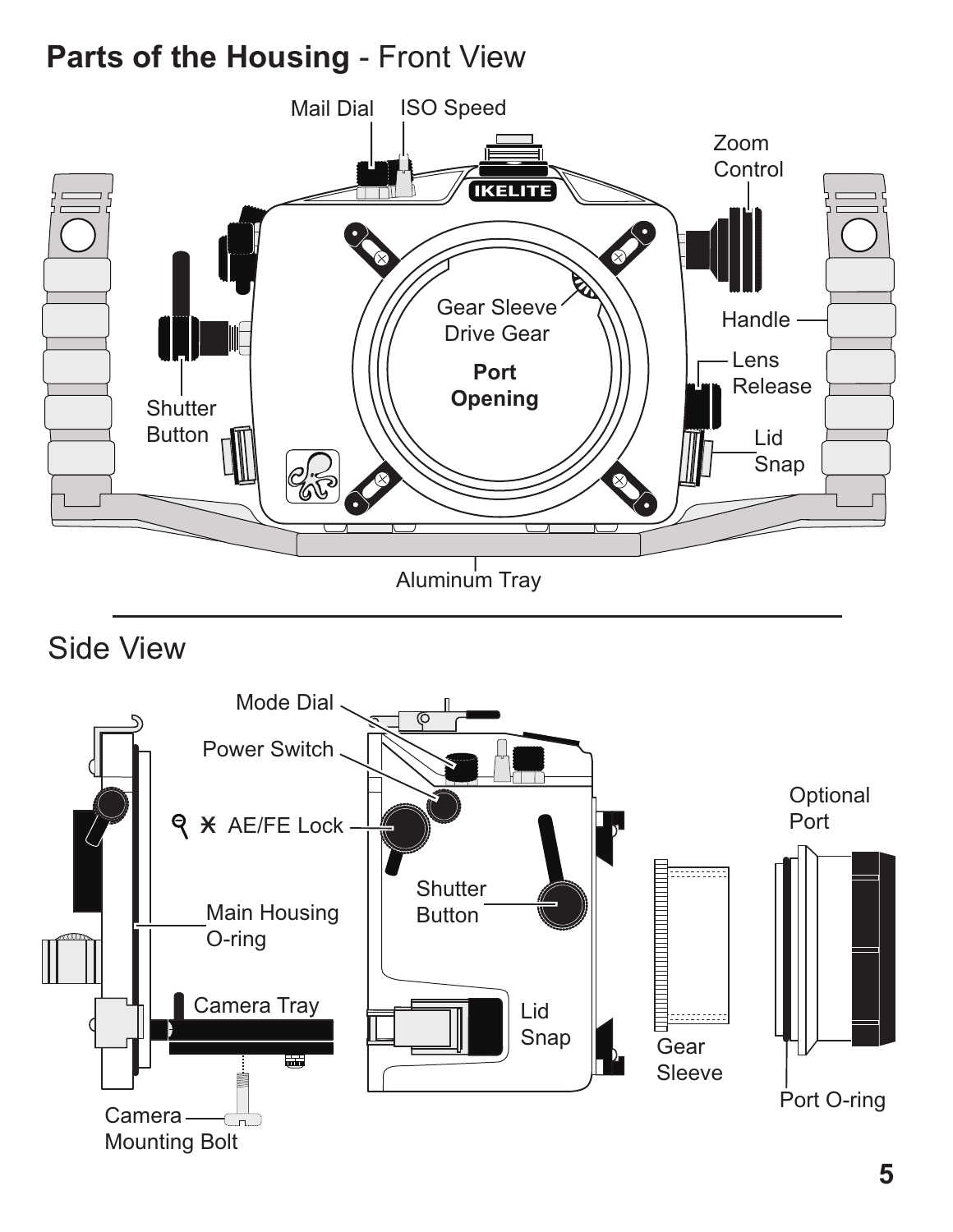## Parts of the Housing - Front View

Mail Dial

ISO Speed

Zoom Control

Gear Sleeve Drive Gear

**Port Opening**

Handle

Lens Release

Shutter Button

Lid Snap

Aluminum Tray

## Side View

Mode Dial

Power Switch

AE/FE Lock

Main Housing O-ring

Camera Tray

Camera Mounting Bolt

Shutter Button

Lid Snap

Gear Sleeve

Optional Port

Port O-ring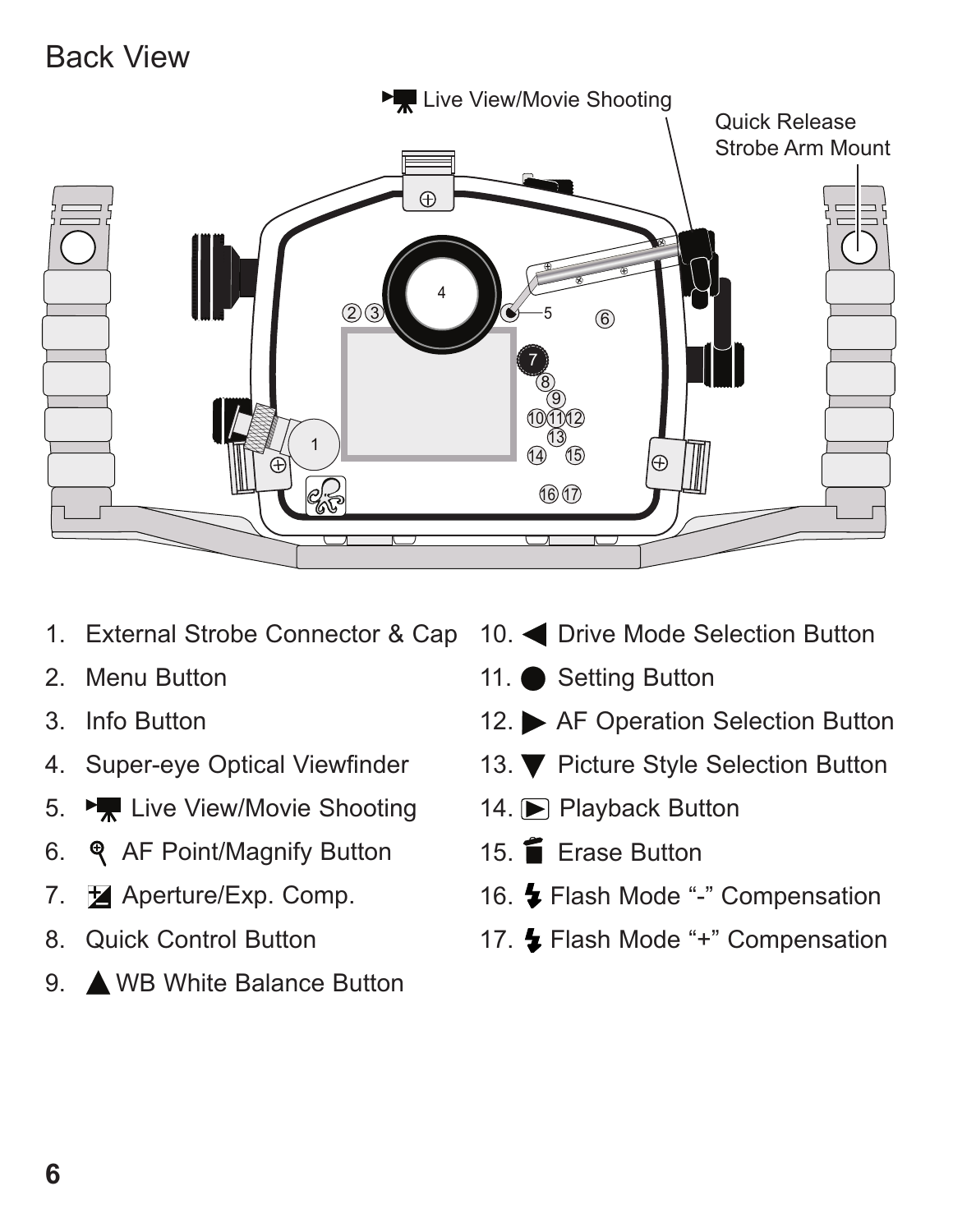# Back View

Live View/Movie Shooting

Quick Release Strobe Arm Mount

1. External Strobe Connector & Cap
2. Menu Button
3. Info Button
4. Super-eye Optical Viewfinder
5. Live View/Movie Shooting
6. AF Point/Magnify Button
7. Aperture/Exp. Comp.
8. Quick Control Button
9. ▲ WB White Balance Button
10. ◀ Drive Mode Selection Button
11. ● Setting Button
12. ▶ AF Operation Selection Button
13. ▼ Picture Style Selection Button
14. Playback Button
15. Erase Button
16. Flash Mode “-” Compensation
17. Flash Mode “+” Compensation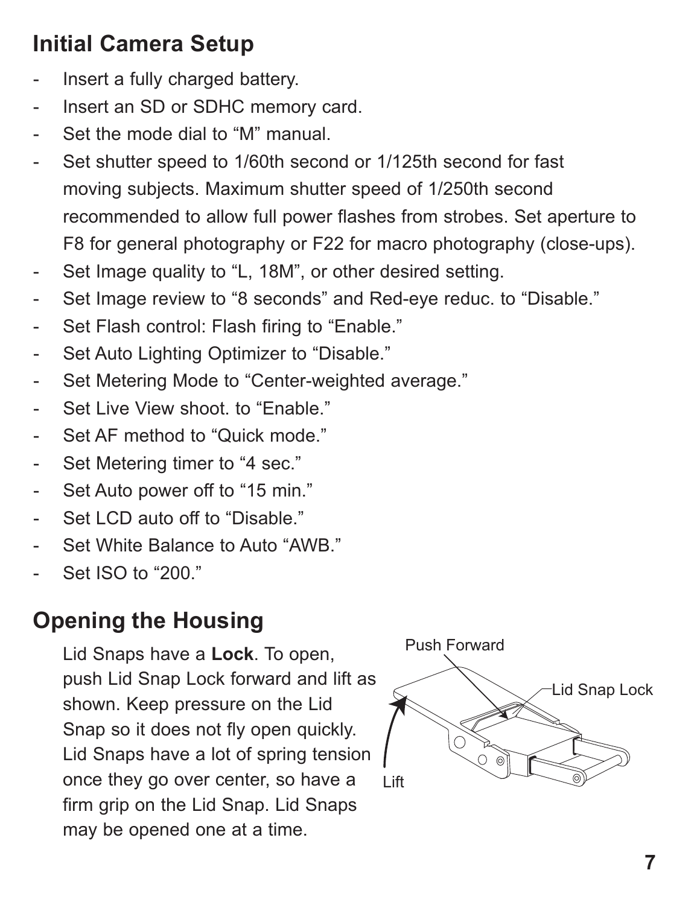## Initial Camera Setup

- Insert a fully charged battery.
- Insert an SD or SDHC memory card.
- Set the mode dial to “M” manual.
- Set shutter speed to 1/60th second or 1/125th second for fast moving subjects. Maximum shutter speed of 1/250th second recommended to allow full power flashes from strobes. Set aperture to F8 for general photography or F22 for macro photography (close-ups).
- Set Image quality to “L, 18M”, or other desired setting.
- Set Image review to “8 seconds” and Red-eye reduc. to “Disable.”
- Set Flash control: Flash firing to “Enable.”
- Set Auto Lighting Optimizer to “Disable.”
- Set Metering Mode to “Center-weighted average.”
- Set Live View shoot. to “Enable.”
- Set AF method to “Quick mode.”
- Set Metering timer to “4 sec.”
- Set Auto power off to “15 min.”
- Set LCD auto off to “Disable.”
- Set White Balance to Auto “AWB.”
- Set ISO to “200.”

## Opening the Housing

Lid Snaps have a **Lock**. To open, push Lid Snap Lock forward and lift as shown. Keep pressure on the Lid Snap so it does not fly open quickly. Lid Snaps have a lot of spring tension once they go over center, so have a firm grip on the Lid Snap. Lid Snaps may be opened one at a time.

Push Forward

Lid Snap Lock

Lift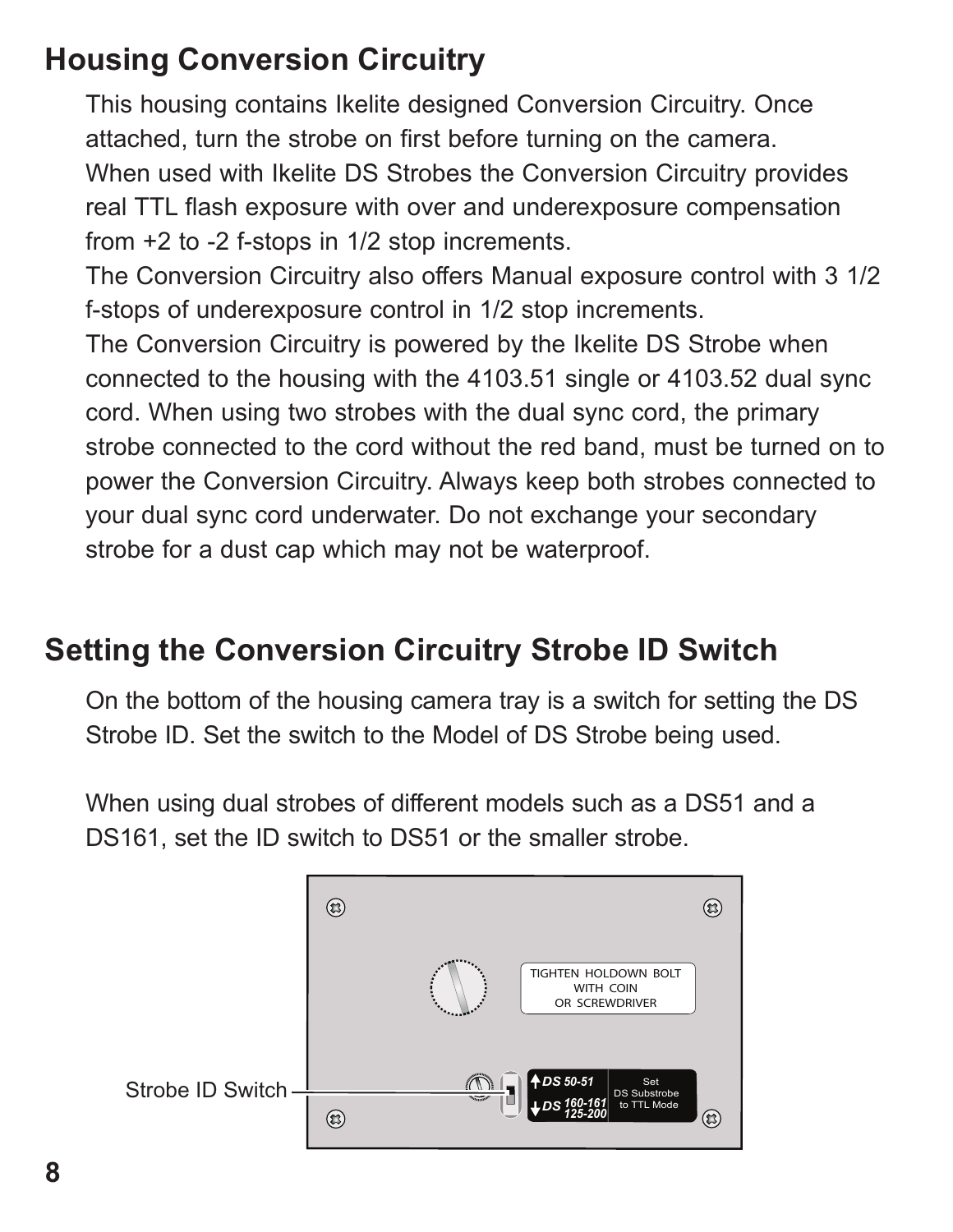## Housing Conversion Circuitry

This housing contains Ikelite designed Conversion Circuitry. Once attached, turn the strobe on first before turning on the camera.

When used with Ikelite DS Strobes the Conversion Circuitry provides real TTL flash exposure with over and underexposure compensation from +2 to -2 f-stops in 1/2 stop increments.

The Conversion Circuitry also offers Manual exposure control with 3 1/2 f-stops of underexposure control in 1/2 stop increments.

The Conversion Circuitry is powered by the Ikelite DS Strobe when connected to the housing with the 4103.51 single or 4103.52 dual sync cord. When using two strobes with the dual sync cord, the primary strobe connected to the cord without the red band, must be turned on to power the Conversion Circuitry. Always keep both strobes connected to your dual sync cord underwater. Do not exchange your secondary strobe for a dust cap which may not be waterproof.

## Setting the Conversion Circuitry Strobe ID Switch

On the bottom of the housing camera tray is a switch for setting the DS Strobe ID. Set the switch to the Model of DS Strobe being used.

When using dual strobes of different models such as a DS51 and a DS161, set the ID switch to DS51 or the smaller strobe.

Strobe ID Switch

TIGHTEN HOLDOWN BOLT WITH COIN OR SCREWDRIVER

↑DS 50-51
↓DS 160-161 125-200

Set DS Substrobe to TTL Mode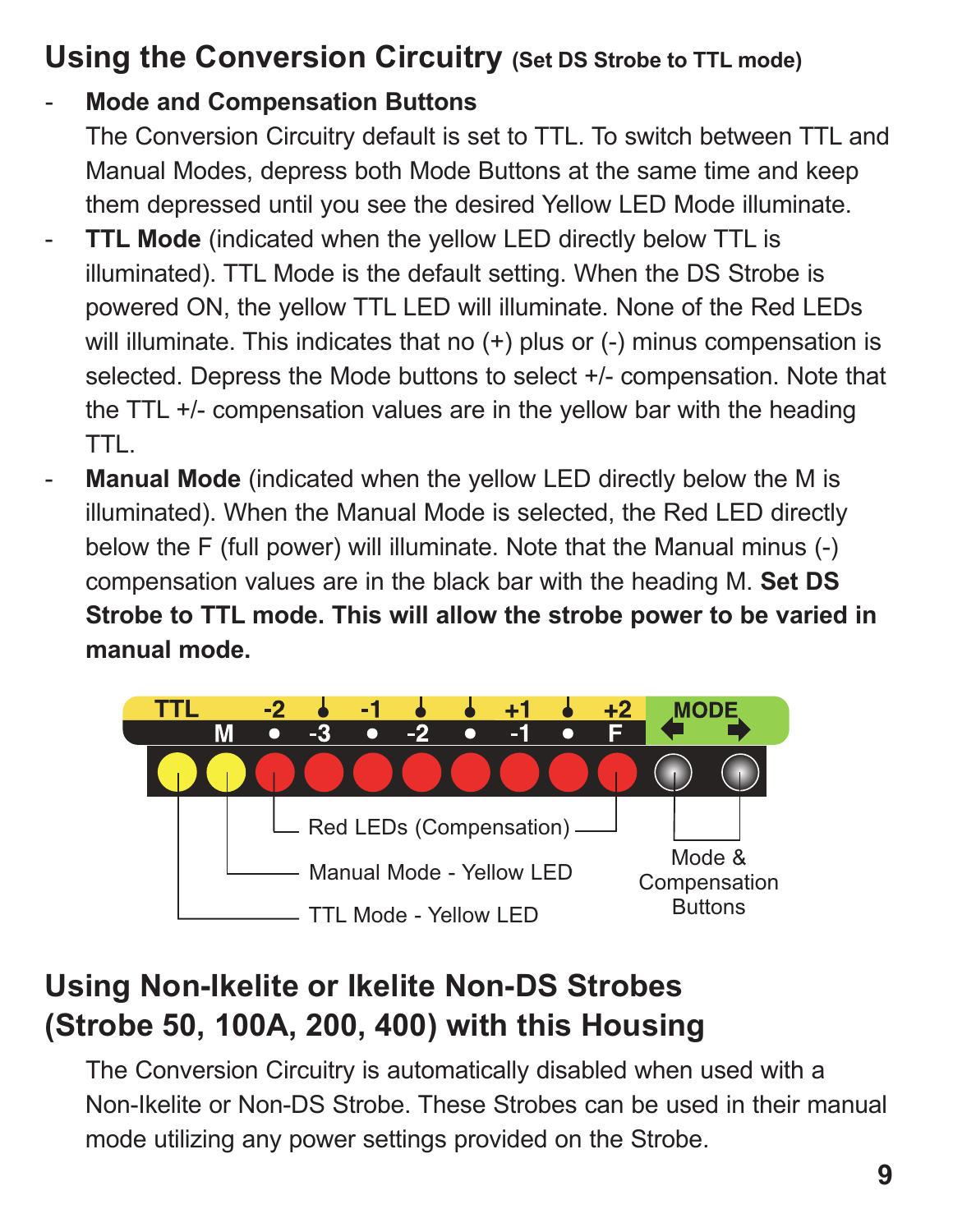## Using the Conversion Circuitry (Set DS Strobe to TTL mode)

- **Mode and Compensation Buttons**
  The Conversion Circuitry default is set to TTL. To switch between TTL and Manual Modes, depress both Mode Buttons at the same time and keep them depressed until you see the desired Yellow LED Mode illuminate.
- **TTL Mode** (indicated when the yellow LED directly below TTL is illuminated). TTL Mode is the default setting. When the DS Strobe is powered ON, the yellow TTL LED will illuminate. None of the Red LEDs will illuminate. This indicates that no (+) plus or (-) minus compensation is selected. Depress the Mode buttons to select +/- compensation. Note that the TTL +/- compensation values are in the yellow bar with the heading TTL.
- **Manual Mode** (indicated when the yellow LED directly below the M is illuminated). When the Manual Mode is selected, the Red LED directly below the F (full power) will illuminate. Note that the Manual minus (-) compensation values are in the black bar with the heading M. **Set DS Strobe to TTL mode. This will allow the strobe power to be varied in manual mode.**

TTL -2 -1 +1 +2 MODE
M • -3 • -2 • -1 • F

Red LEDs (Compensation)

Manual Mode - Yellow LED

TTL Mode - Yellow LED

Mode & Compensation Buttons

## Using Non-Ikelite or Ikelite Non-DS Strobes (Strobe 50, 100A, 200, 400) with this Housing

The Conversion Circuitry is automatically disabled when used with a Non-Ikelite or Non-DS Strobe. These Strobes can be used in their manual mode utilizing any power settings provided on the Strobe.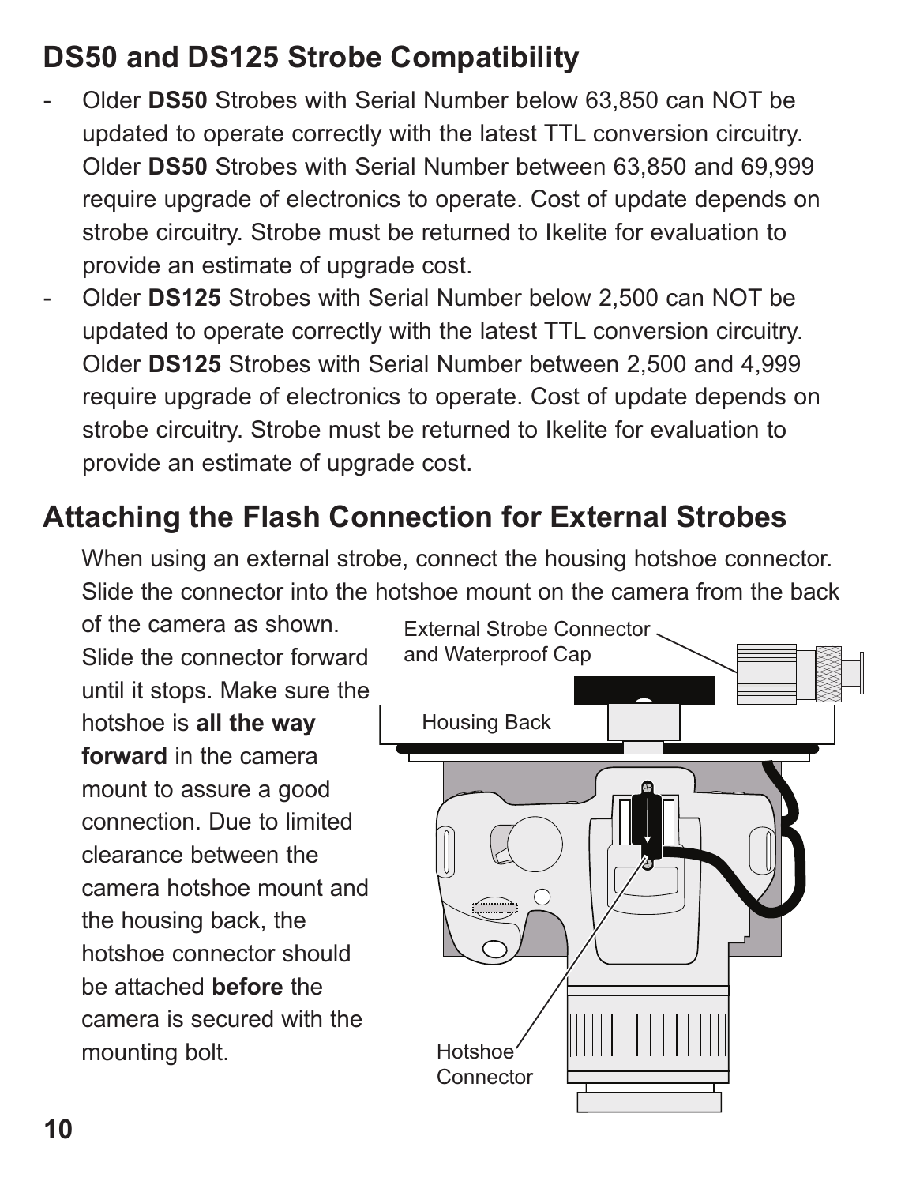## DS50 and DS125 Strobe Compatibility

- Older **DS50** Strobes with Serial Number below 63,850 can NOT be updated to operate correctly with the latest TTL conversion circuitry. Older **DS50** Strobes with Serial Number between 63,850 and 69,999 require upgrade of electronics to operate. Cost of update depends on strobe circuitry. Strobe must be returned to Ikelite for evaluation to provide an estimate of upgrade cost.
- Older **DS125** Strobes with Serial Number below 2,500 can NOT be updated to operate correctly with the latest TTL conversion circuitry. Older **DS125** Strobes with Serial Number between 2,500 and 4,999 require upgrade of electronics to operate. Cost of update depends on strobe circuitry. Strobe must be returned to Ikelite for evaluation to provide an estimate of upgrade cost.

## Attaching the Flash Connection for External Strobes

When using an external strobe, connect the housing hotshoe connector. Slide the connector into the hotshoe mount on the camera from the back of the camera as shown. Slide the connector forward until it stops. Make sure the hotshoe is **all the way forward** in the camera mount to assure a good connection. Due to limited clearance between the camera hotshoe mount and the housing back, the hotshoe connector should be attached **before** the camera is secured with the mounting bolt.

External Strobe Connector and Waterproof Cap

Housing Back

Hotshoe Connector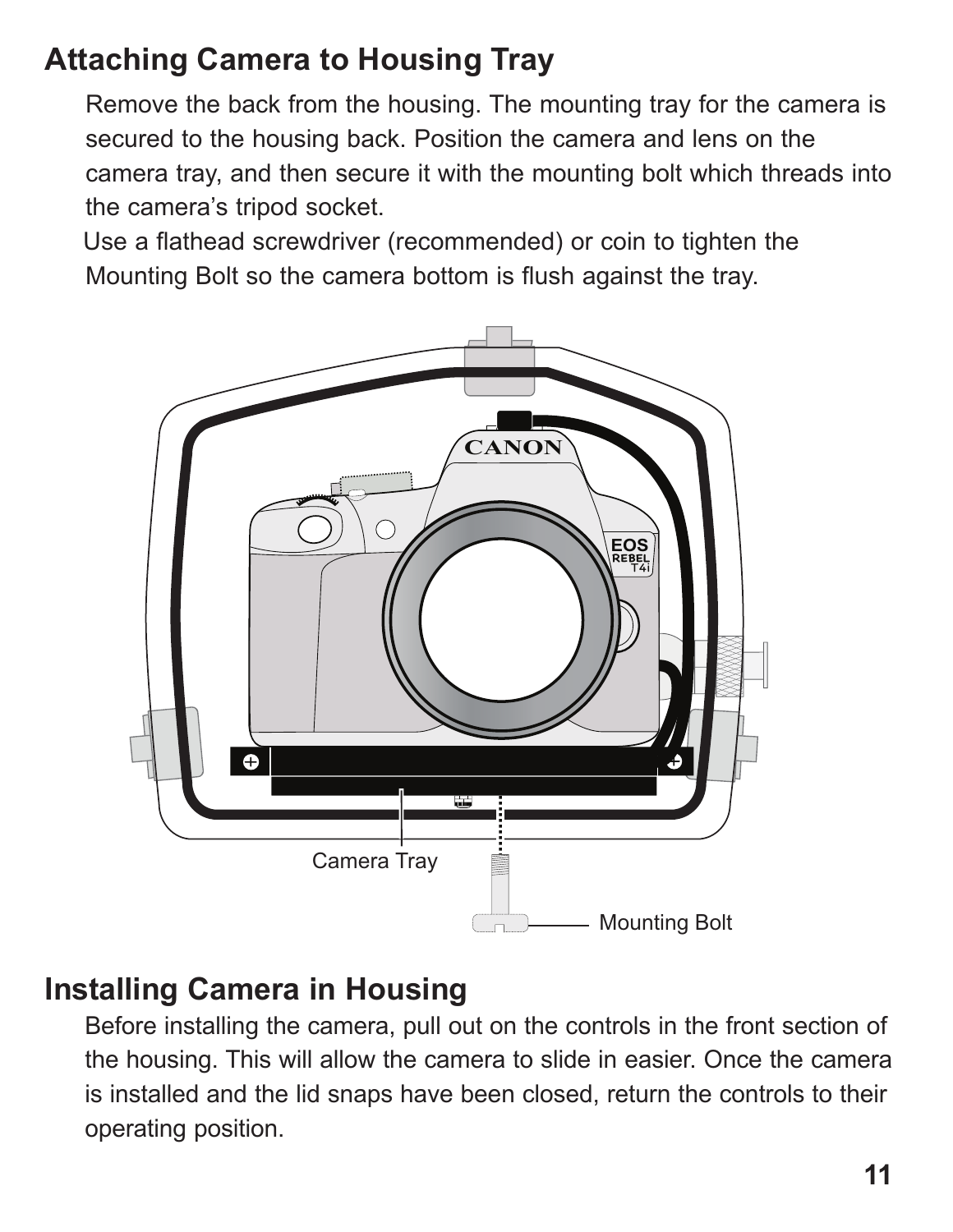## Attaching Camera to Housing Tray

Remove the back from the housing. The mounting tray for the camera is secured to the housing back. Position the camera and lens on the camera tray, and then secure it with the mounting bolt which threads into the camera's tripod socket.

Use a flathead screwdriver (recommended) or coin to tighten the Mounting Bolt so the camera bottom is flush against the tray.

## Installing Camera in Housing

Before installing the camera, pull out on the controls in the front section of the housing. This will allow the camera to slide in easier. Once the camera is installed and the lid snaps have been closed, return the controls to their operating position.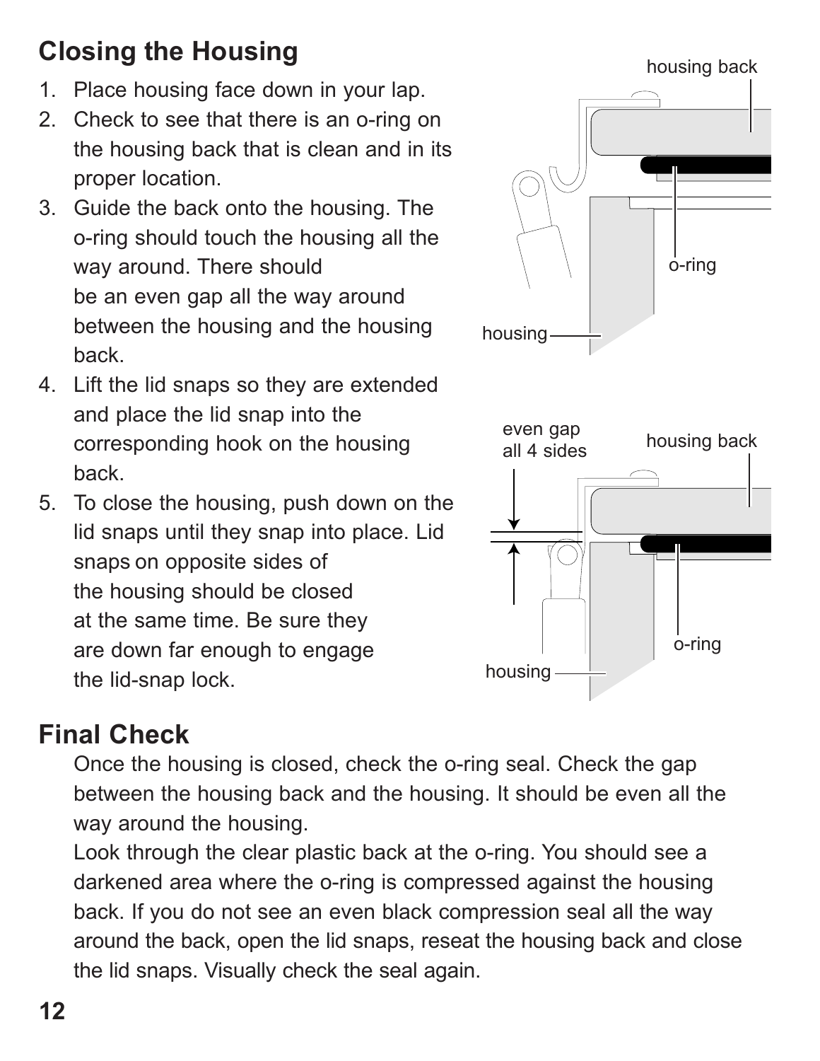## Closing the Housing

1. Place housing face down in your lap.
2. Check to see that there is an o-ring on the housing back that is clean and in its proper location.
3. Guide the back onto the housing. The o-ring should touch the housing all the way around. There should be an even gap all the way around between the housing and the housing back.
4. Lift the lid snaps so they are extended and place the lid snap into the corresponding hook on the housing back.
5. To close the housing, push down on the lid snaps until they snap into place. Lid snaps on opposite sides of the housing should be closed at the same time. Be sure they are down far enough to engage the lid-snap lock.

## Final Check

Once the housing is closed, check the o-ring seal. Check the gap between the housing back and the housing. It should be even all the way around the housing.

Look through the clear plastic back at the o-ring. You should see a darkened area where the o-ring is compressed against the housing back. If you do not see an even black compression seal all the way around the back, open the lid snaps, reseat the housing back and close the lid snaps. Visually check the seal again.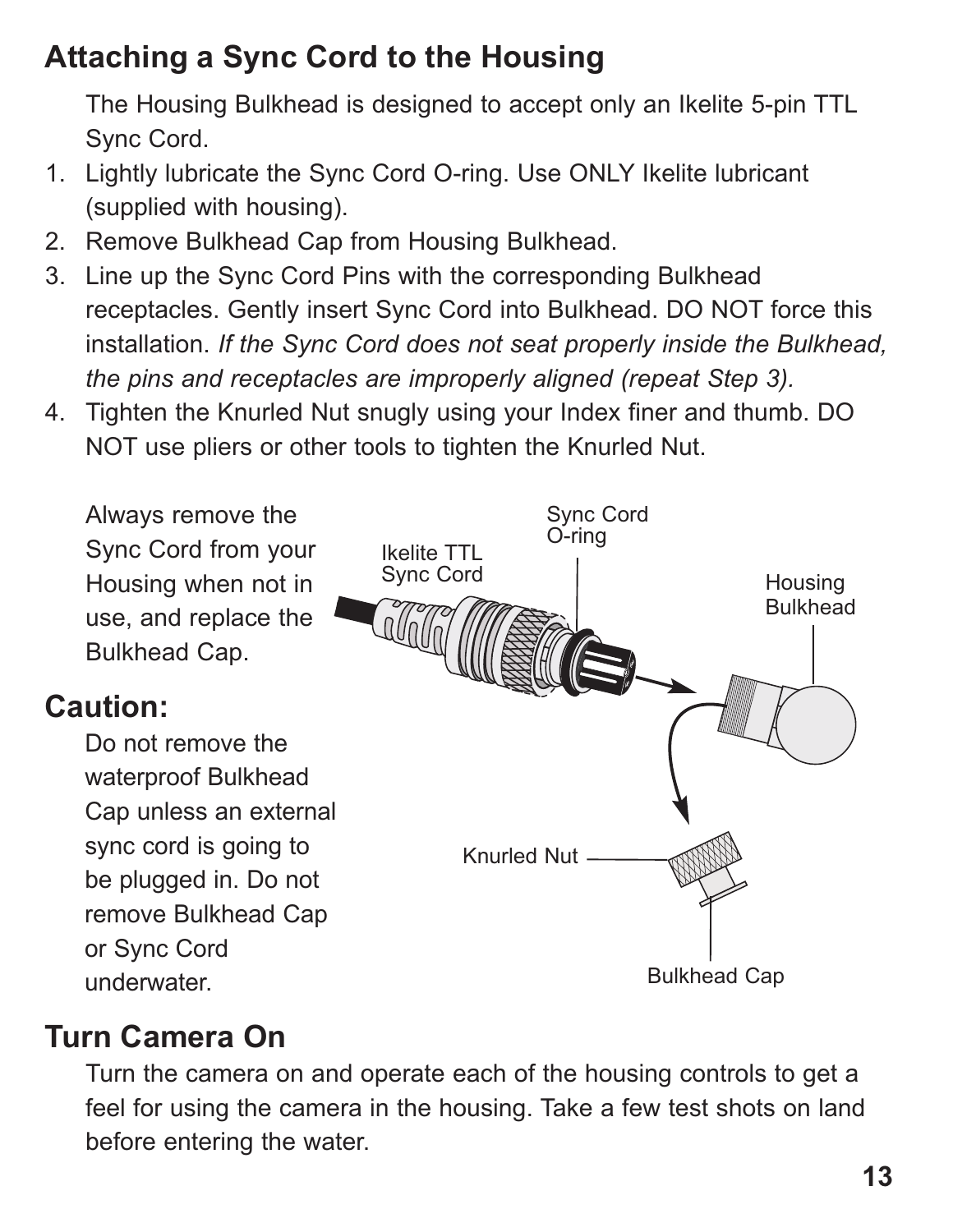## Attaching a Sync Cord to the Housing

The Housing Bulkhead is designed to accept only an Ikelite 5-pin TTL Sync Cord.

1. Lightly lubricate the Sync Cord O-ring. Use ONLY Ikelite lubricant (supplied with housing).
2. Remove Bulkhead Cap from Housing Bulkhead.
3. Line up the Sync Cord Pins with the corresponding Bulkhead receptacles. Gently insert Sync Cord into Bulkhead. DO NOT force this installation. *If the Sync Cord does not seat properly inside the Bulkhead, the pins and receptacles are improperly aligned (repeat Step 3).*
4. Tighten the Knurled Nut snugly using your Index finer and thumb. DO NOT use pliers or other tools to tighten the Knurled Nut.

Always remove the Sync Cord from your Housing when not in use, and replace the Bulkhead Cap.

Ikelite TTL Sync Cord

Sync Cord O-ring

Housing Bulkhead

Knurled Nut

Bulkhead Cap

## Caution:

Do not remove the waterproof Bulkhead Cap unless an external sync cord is going to be plugged in. Do not remove Bulkhead Cap or Sync Cord underwater.

## Turn Camera On

Turn the camera on and operate each of the housing controls to get a feel for using the camera in the housing. Take a few test shots on land before entering the water.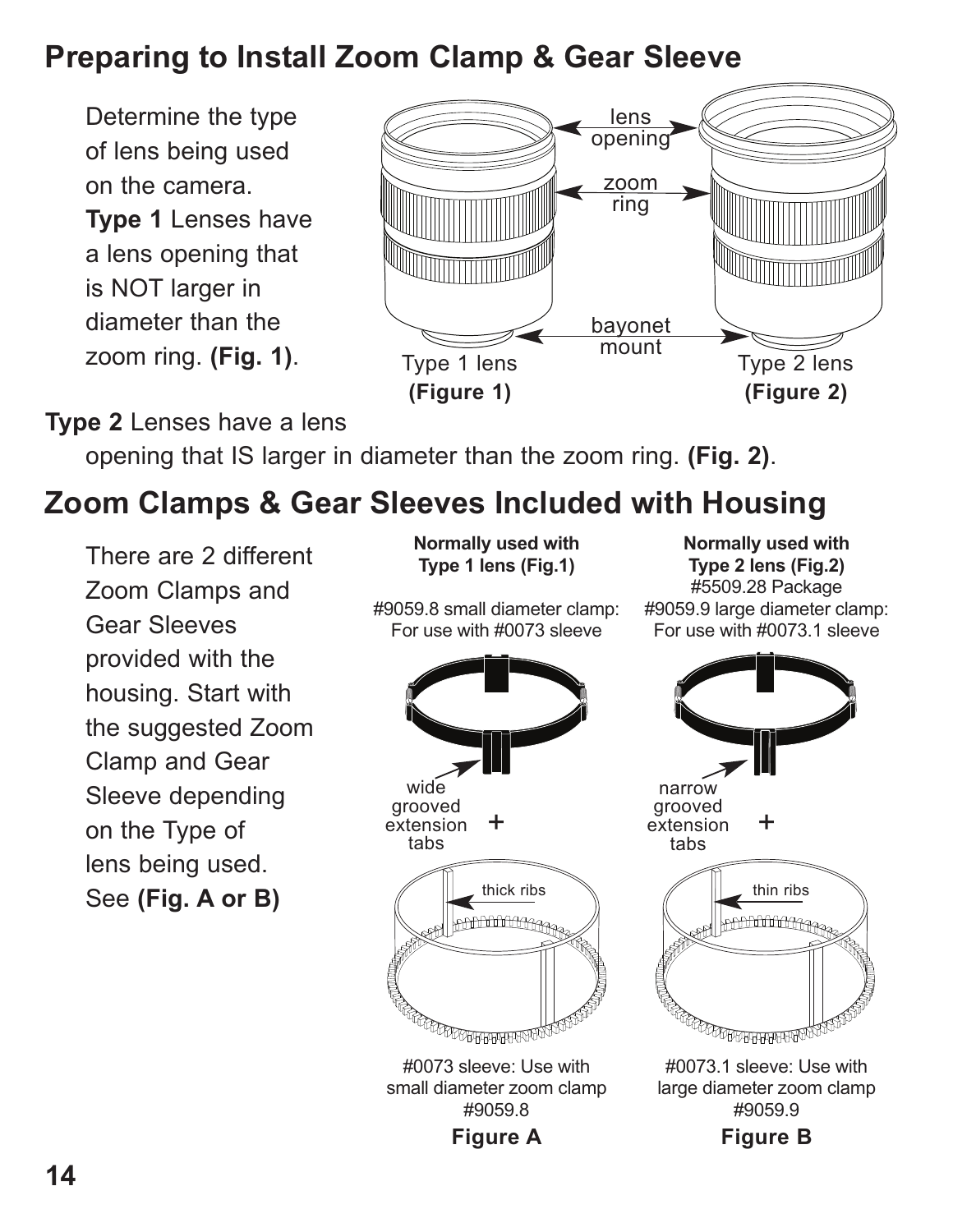## Preparing to Install Zoom Clamp & Gear Sleeve

Determine the type of lens being used on the camera. **Type 1** Lenses have a lens opening that is NOT larger in diameter than the zoom ring. **(Fig. 1)**.

lens opening

zoom ring

bayonet mount

Type 1 lens
**(Figure 1)**

Type 2 lens
**(Figure 2)**

**Type 2** Lenses have a lens opening that IS larger in diameter than the zoom ring. **(Fig. 2)**.

## Zoom Clamps & Gear Sleeves Included with Housing

There are 2 different Zoom Clamps and Gear Sleeves provided with the housing. Start with the suggested Zoom Clamp and Gear Sleeve depending on the Type of lens being used. See **(Fig. A or B)**

**Normally used with Type 1 lens (Fig.1)**

#9059.8 small diameter clamp: For use with #0073 sleeve

wide grooved extension tabs

+

thick ribs

#0073 sleeve: Use with small diameter zoom clamp #9059.8

**Figure A**

**Normally used with Type 2 lens (Fig.2)**

#5509.28 Package

#9059.9 large diameter clamp: For use with #0073.1 sleeve

narrow grooved extension tabs

+

thin ribs

#0073.1 sleeve: Use with large diameter zoom clamp #9059.9

**Figure B**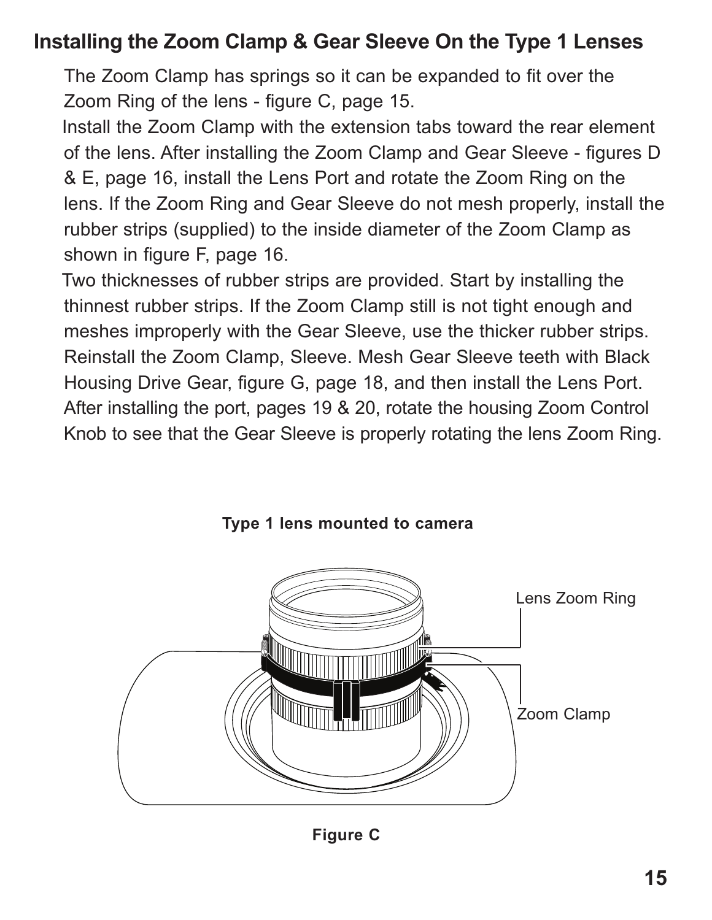## Installing the Zoom Clamp & Gear Sleeve On the Type 1 Lenses

The Zoom Clamp has springs so it can be expanded to fit over the Zoom Ring of the lens - figure C, page 15.

Install the Zoom Clamp with the extension tabs toward the rear element of the lens. After installing the Zoom Clamp and Gear Sleeve - figures D & E, page 16, install the Lens Port and rotate the Zoom Ring on the lens. If the Zoom Ring and Gear Sleeve do not mesh properly, install the rubber strips (supplied) to the inside diameter of the Zoom Clamp as shown in figure F, page 16.

Two thicknesses of rubber strips are provided. Start by installing the thinnest rubber strips. If the Zoom Clamp still is not tight enough and meshes improperly with the Gear Sleeve, use the thicker rubber strips. Reinstall the Zoom Clamp, Sleeve. Mesh Gear Sleeve teeth with Black Housing Drive Gear, figure G, page 18, and then install the Lens Port. After installing the port, pages 19 & 20, rotate the housing Zoom Control Knob to see that the Gear Sleeve is properly rotating the lens Zoom Ring.

**Type 1 lens mounted to camera**

Lens Zoom Ring

Zoom Clamp

**Figure C**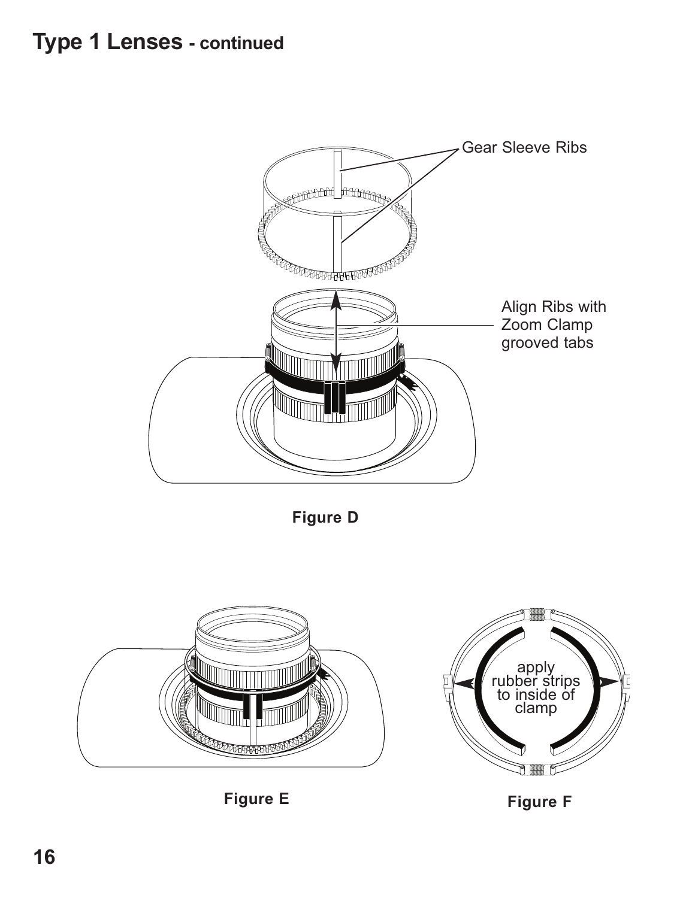# Type 1 Lenses - continued

Gear Sleeve Ribs

Align Ribs with Zoom Clamp grooved tabs

**Figure D**

apply rubber strips to inside of clamp

**Figure E**

**Figure F**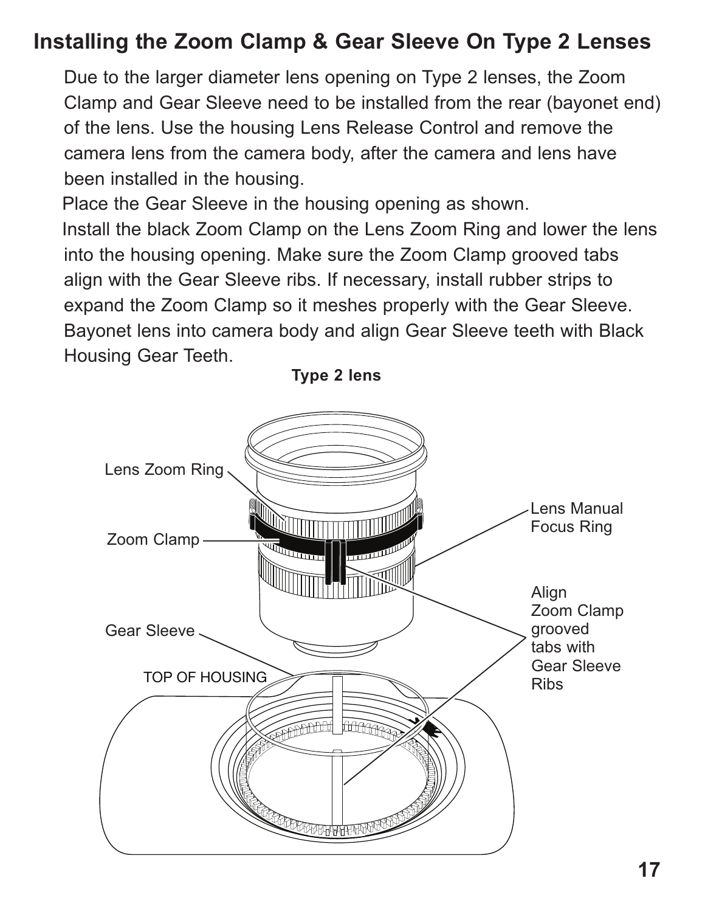## Installing the Zoom Clamp & Gear Sleeve On Type 2 Lenses

Due to the larger diameter lens opening on Type 2 lenses, the Zoom Clamp and Gear Sleeve need to be installed from the rear (bayonet end) of the lens. Use the housing Lens Release Control and remove the camera lens from the camera body, after the camera and lens have been installed in the housing.

Place the Gear Sleeve in the housing opening as shown.

Install the black Zoom Clamp on the Lens Zoom Ring and lower the lens into the housing opening. Make sure the Zoom Clamp grooved tabs align with the Gear Sleeve ribs. If necessary, install rubber strips to expand the Zoom Clamp so it meshes properly with the Gear Sleeve. Bayonet lens into camera body and align Gear Sleeve teeth with Black Housing Gear Teeth.

**Type 2 lens**

Lens Zoom Ring

Zoom Clamp

Gear Sleeve

TOP OF HOUSING

Lens Manual Focus Ring

Align Zoom Clamp grooved tabs with Gear Sleeve Ribs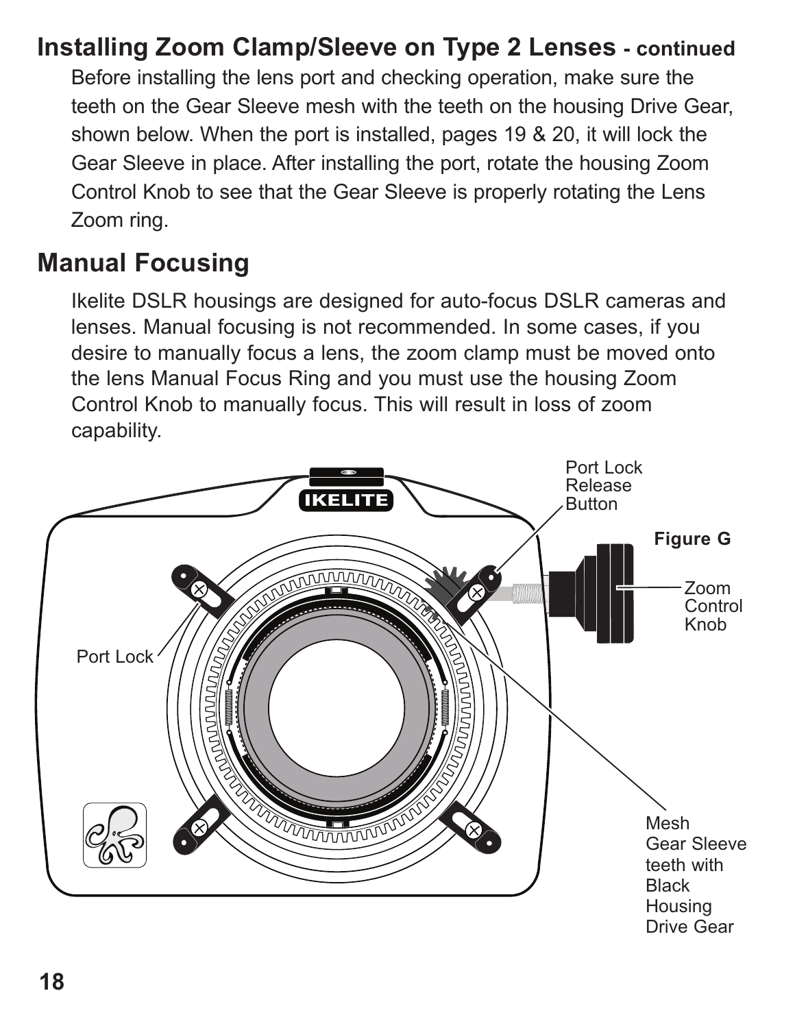## Installing Zoom Clamp/Sleeve on Type 2 Lenses - continued

Before installing the lens port and checking operation, make sure the teeth on the Gear Sleeve mesh with the teeth on the housing Drive Gear, shown below. When the port is installed, pages 19 & 20, it will lock the Gear Sleeve in place. After installing the port, rotate the housing Zoom Control Knob to see that the Gear Sleeve is properly rotating the Lens Zoom ring.

## Manual Focusing

Ikelite DSLR housings are designed for auto-focus DSLR cameras and lenses. Manual focusing is not recommended. In some cases, if you desire to manually focus a lens, the zoom clamp must be moved onto the lens Manual Focus Ring and you must use the housing Zoom Control Knob to manually focus. This will result in loss of zoom capability.

Port Lock Release Button

Figure G

Zoom Control Knob

Port Lock

Mesh Gear Sleeve teeth with Black Housing Drive Gear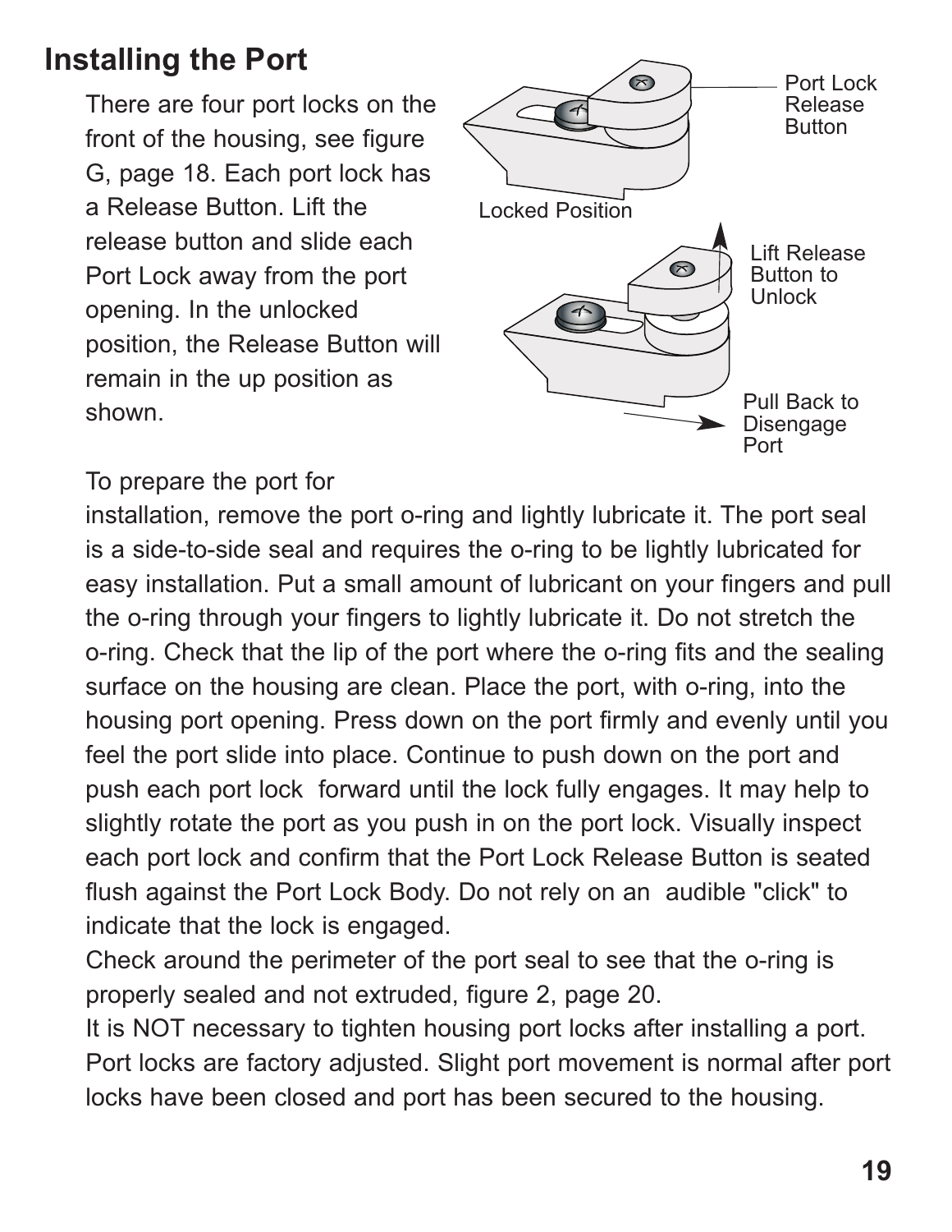## Installing the Port

There are four port locks on the front of the housing, see figure G, page 18. Each port lock has a Release Button. Lift the release button and slide each Port Lock away from the port opening. In the unlocked position, the Release Button will remain in the up position as shown.

Port Lock Release Button

Locked Position

Lift Release Button to Unlock

Pull Back to Disengage Port

To prepare the port for installation, remove the port o-ring and lightly lubricate it. The port seal is a side-to-side seal and requires the o-ring to be lightly lubricated for easy installation. Put a small amount of lubricant on your fingers and pull the o-ring through your fingers to lightly lubricate it. Do not stretch the o-ring. Check that the lip of the port where the o-ring fits and the sealing surface on the housing are clean. Place the port, with o-ring, into the housing port opening. Press down on the port firmly and evenly until you feel the port slide into place. Continue to push down on the port and push each port lock forward until the lock fully engages. It may help to slightly rotate the port as you push in on the port lock. Visually inspect each port lock and confirm that the Port Lock Release Button is seated flush against the Port Lock Body. Do not rely on an audible "click" to indicate that the lock is engaged.

Check around the perimeter of the port seal to see that the o-ring is properly sealed and not extruded, figure 2, page 20.

It is NOT necessary to tighten housing port locks after installing a port. Port locks are factory adjusted. Slight port movement is normal after port locks have been closed and port has been secured to the housing.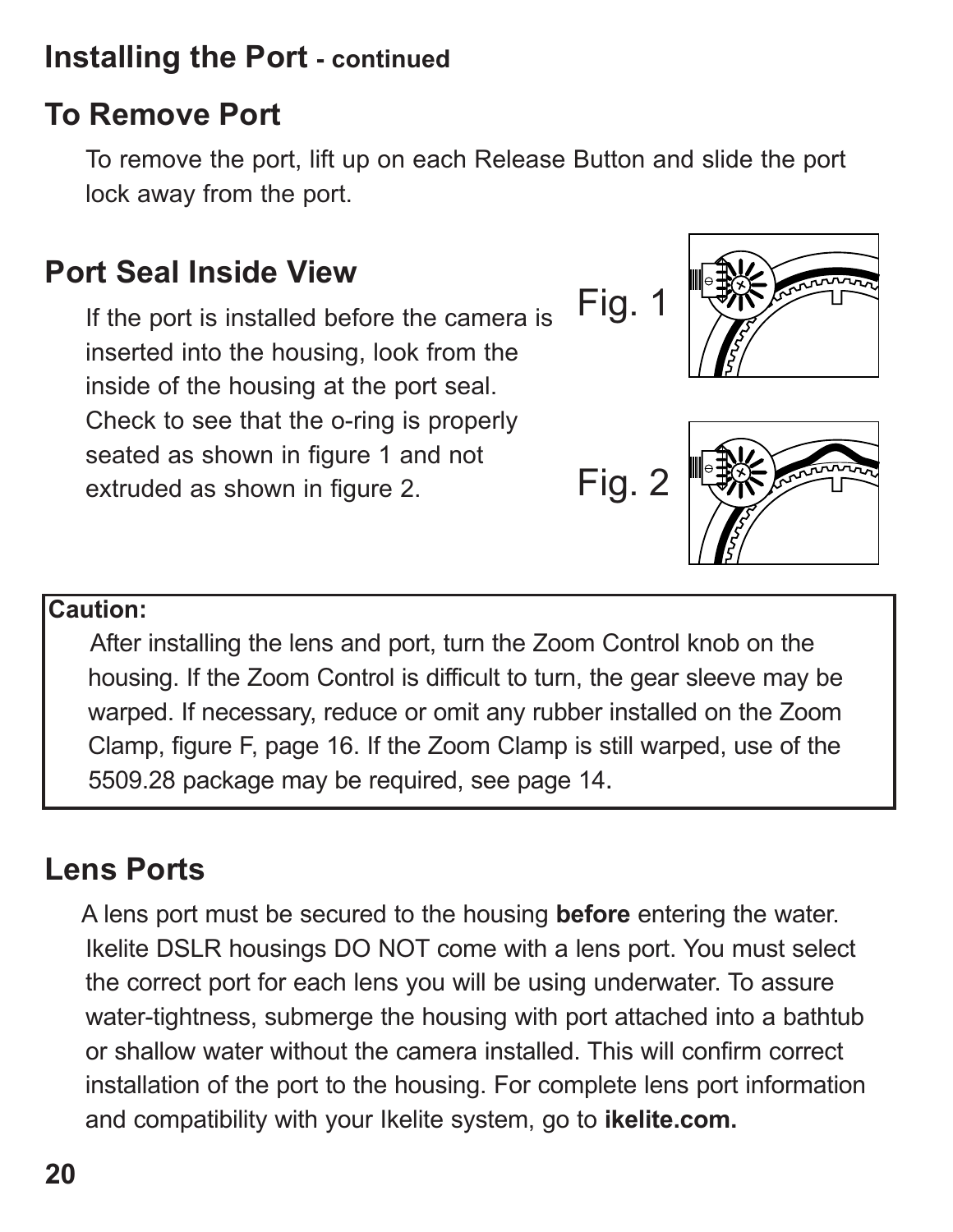## Installing the Port - continued

### To Remove Port

To remove the port, lift up on each Release Button and slide the port lock away from the port.

### Port Seal Inside View

If the port is installed before the camera is inserted into the housing, look from the inside of the housing at the port seal. Check to see that the o-ring is properly seated as shown in figure 1 and not extruded as shown in figure 2.

Fig. 1

Fig. 2

**Caution:**

After installing the lens and port, turn the Zoom Control knob on the housing. If the Zoom Control is difficult to turn, the gear sleeve may be warped. If necessary, reduce or omit any rubber installed on the Zoom Clamp, figure F, page 16. If the Zoom Clamp is still warped, use of the 5509.28 package may be required, see page 14.

### Lens Ports

A lens port must be secured to the housing **before** entering the water. Ikelite DSLR housings DO NOT come with a lens port. You must select the correct port for each lens you will be using underwater. To assure water-tightness, submerge the housing with port attached into a bathtub or shallow water without the camera installed. This will confirm correct installation of the port to the housing. For complete lens port information and compatibility with your Ikelite system, go to **ikelite.com.**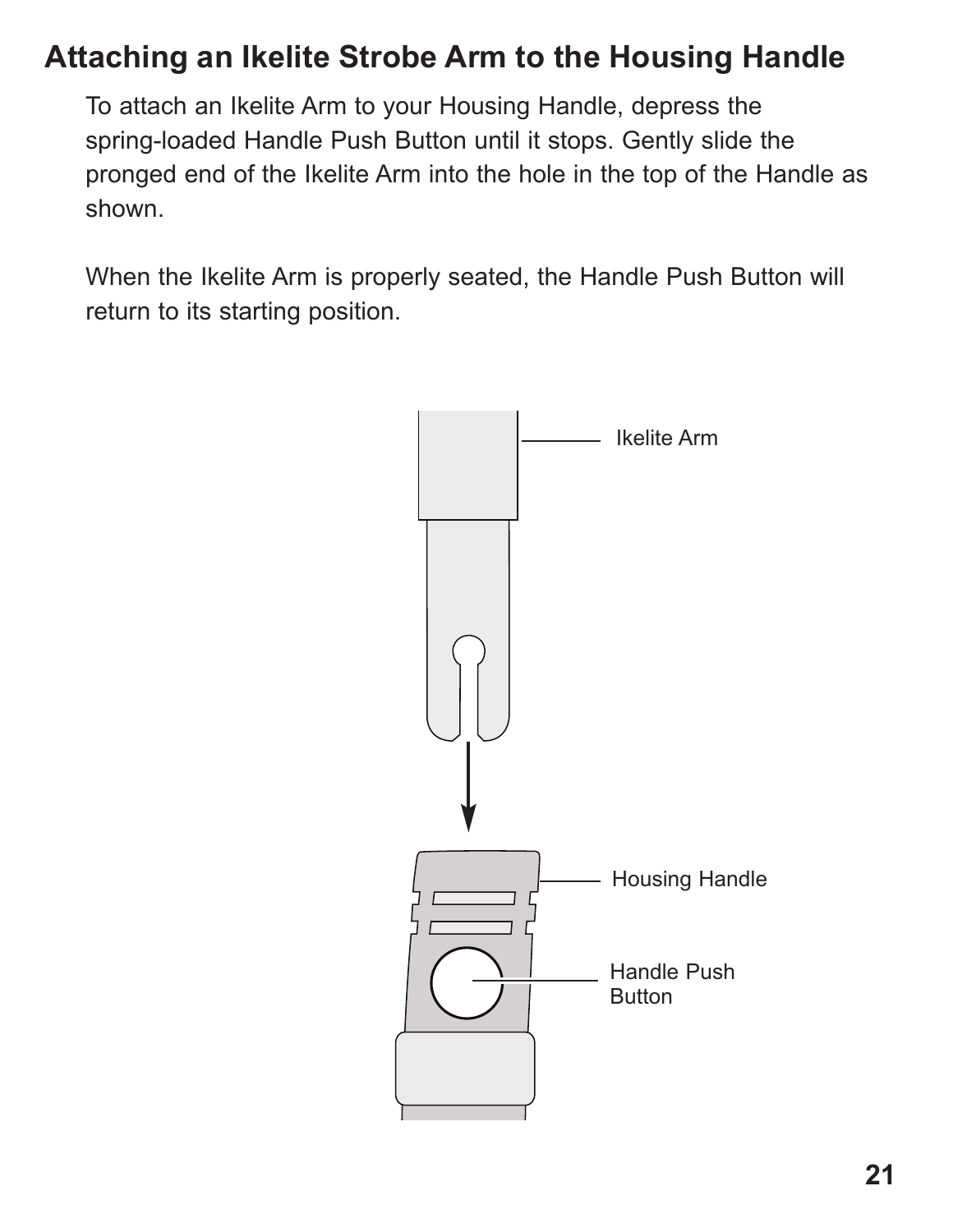## Attaching an Ikelite Strobe Arm to the Housing Handle

To attach an Ikelite Arm to your Housing Handle, depress the spring-loaded Handle Push Button until it stops. Gently slide the pronged end of the Ikelite Arm into the hole in the top of the Handle as shown.

When the Ikelite Arm is properly seated, the Handle Push Button will return to its starting position.

Ikelite Arm

Housing Handle

Handle Push Button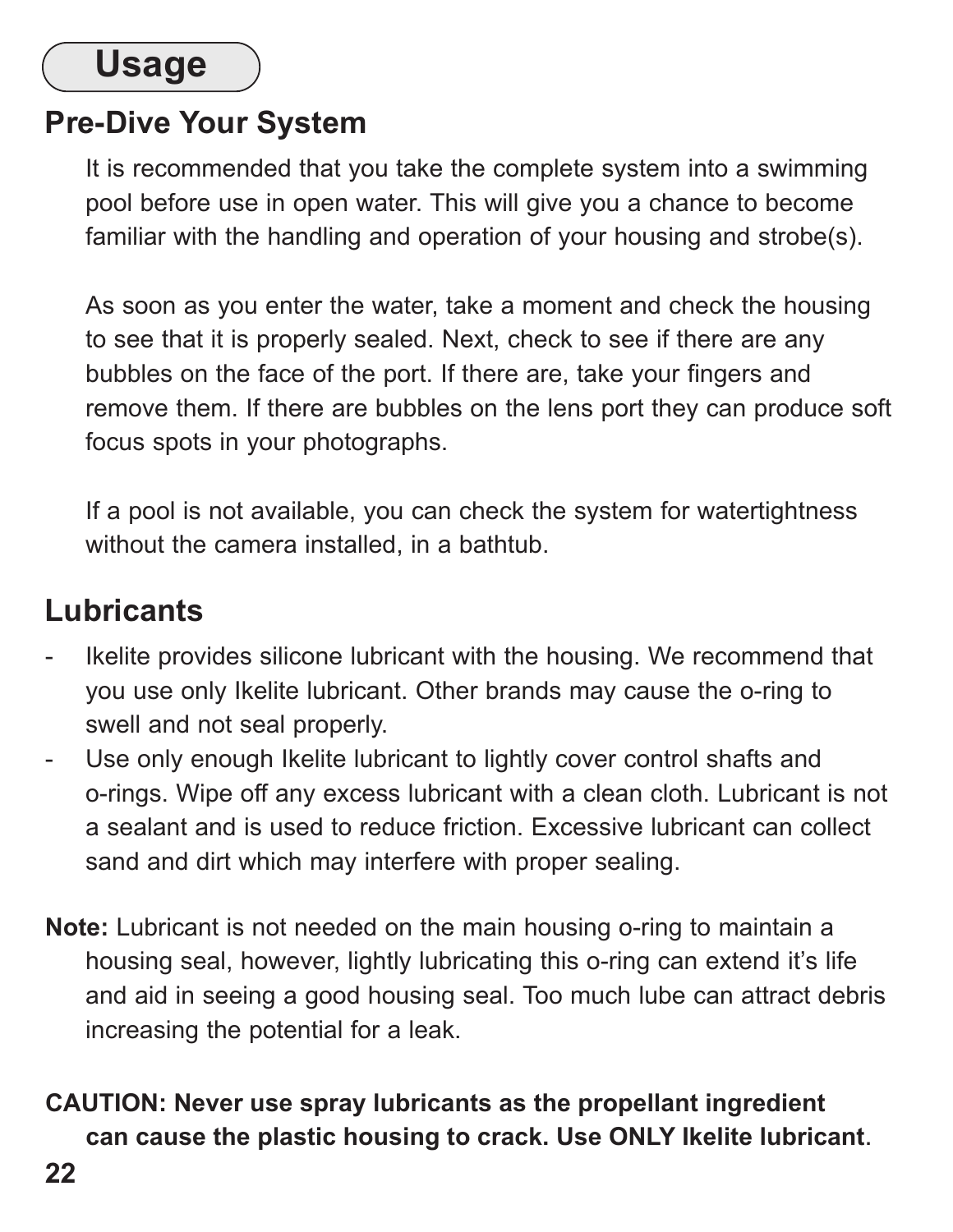# Usage

## Pre-Dive Your System

It is recommended that you take the complete system into a swimming pool before use in open water. This will give you a chance to become familiar with the handling and operation of your housing and strobe(s).

As soon as you enter the water, take a moment and check the housing to see that it is properly sealed. Next, check to see if there are any bubbles on the face of the port. If there are, take your fingers and remove them. If there are bubbles on the lens port they can produce soft focus spots in your photographs.

If a pool is not available, you can check the system for watertightness without the camera installed, in a bathtub.

## Lubricants

- Ikelite provides silicone lubricant with the housing. We recommend that you use only Ikelite lubricant. Other brands may cause the o-ring to swell and not seal properly.
- Use only enough Ikelite lubricant to lightly cover control shafts and o-rings. Wipe off any excess lubricant with a clean cloth. Lubricant is not a sealant and is used to reduce friction. Excessive lubricant can collect sand and dirt which may interfere with proper sealing.

**Note:** Lubricant is not needed on the main housing o-ring to maintain a housing seal, however, lightly lubricating this o-ring can extend it's life and aid in seeing a good housing seal. Too much lube can attract debris increasing the potential for a leak.

**CAUTION: Never use spray lubricants as the propellant ingredient can cause the plastic housing to crack. Use ONLY Ikelite lubricant**.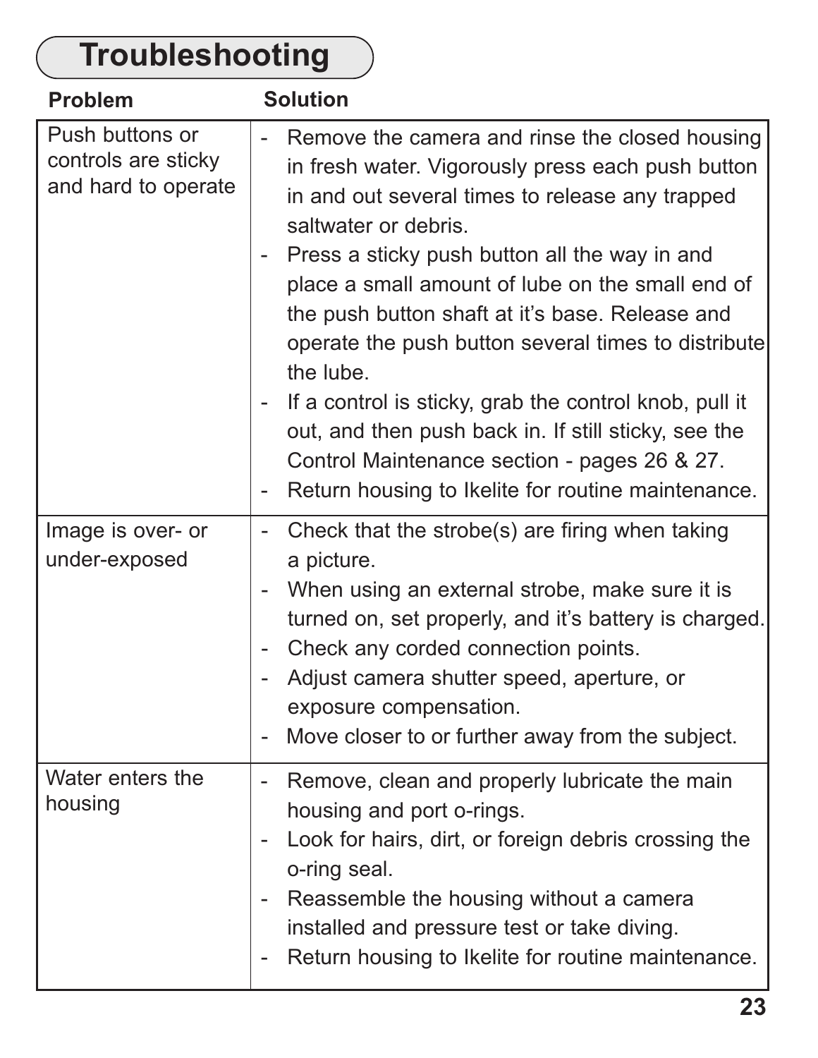# Troubleshooting

| Problem | Solution |
|---|---|
| Push buttons or controls are sticky and hard to operate | - Remove the camera and rinse the closed housing in fresh water. Vigorously press each push button in and out several times to release any trapped saltwater or debris.<br>- Press a sticky push button all the way in and place a small amount of lube on the small end of the push button shaft at it's base. Release and operate the push button several times to distribute the lube.<br>- If a control is sticky, grab the control knob, pull it out, and then push back in. If still sticky, see the Control Maintenance section - pages 26 & 27.<br>- Return housing to Ikelite for routine maintenance. |
| Image is over- or under-exposed | - Check that the strobe(s) are firing when taking a picture.<br>- When using an external strobe, make sure it is turned on, set properly, and it's battery is charged.<br>- Check any corded connection points.<br>- Adjust camera shutter speed, aperture, or exposure compensation.<br>- Move closer to or further away from the subject. |
| Water enters the housing | - Remove, clean and properly lubricate the main housing and port o-rings.<br>- Look for hairs, dirt, or foreign debris crossing the o-ring seal.<br>- Reassemble the housing without a camera installed and pressure test or take diving.<br>- Return housing to Ikelite for routine maintenance. |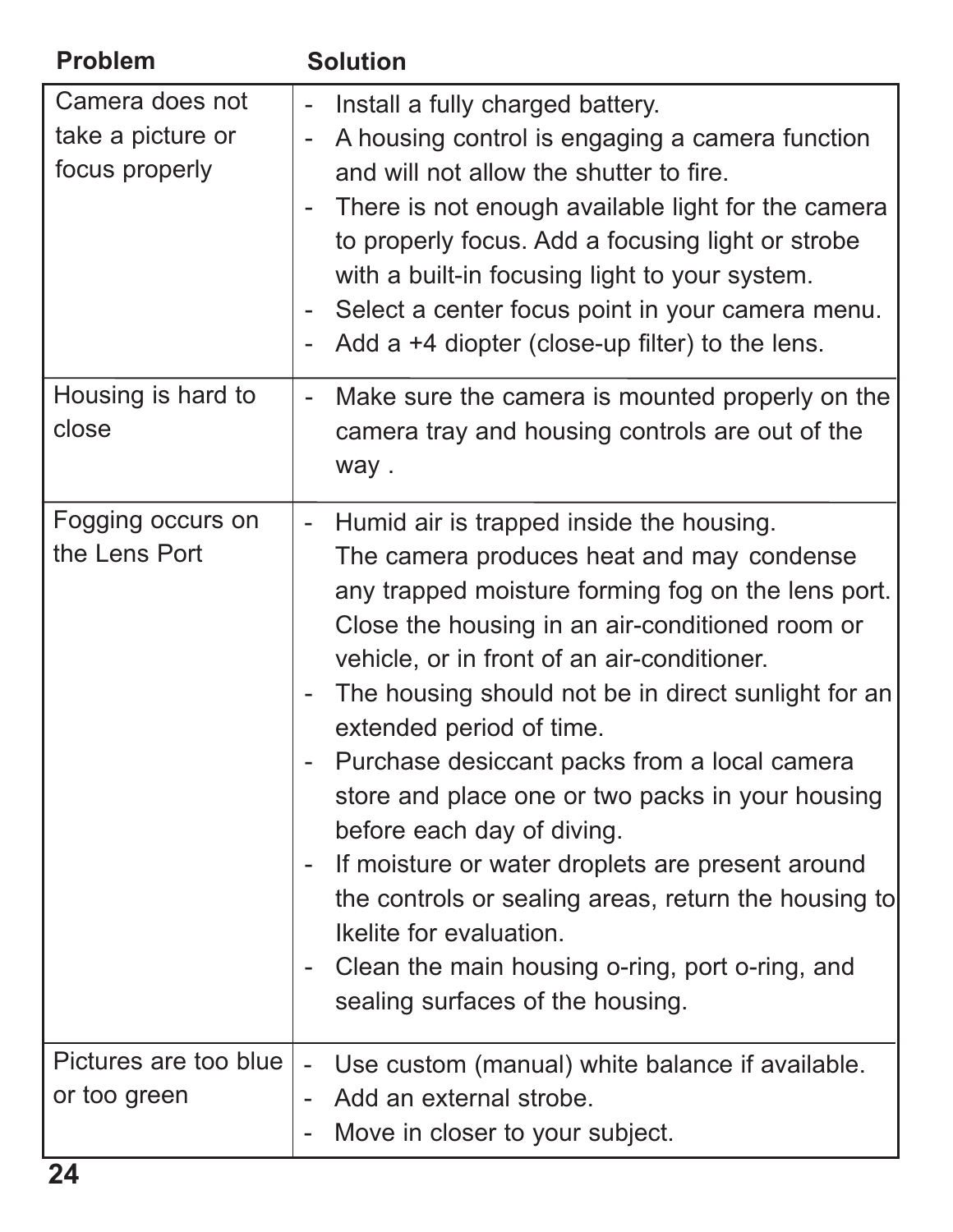| Problem | Solution |
|---|---|
| Camera does not take a picture or focus properly | - Install a fully charged battery.<br>- A housing control is engaging a camera function and will not allow the shutter to fire.<br>- There is not enough available light for the camera to properly focus. Add a focusing light or strobe with a built-in focusing light to your system.<br>- Select a center focus point in your camera menu.<br>- Add a +4 diopter (close-up filter) to the lens. |
| Housing is hard to close | - Make sure the camera is mounted properly on the camera tray and housing controls are out of the way . |
| Fogging occurs on the Lens Port | - Humid air is trapped inside the housing. The camera produces heat and may condense any trapped moisture forming fog on the lens port. Close the housing in an air-conditioned room or vehicle, or in front of an air-conditioner.<br>- The housing should not be in direct sunlight for an extended period of time.<br>- Purchase desiccant packs from a local camera store and place one or two packs in your housing before each day of diving.<br>- If moisture or water droplets are present around the controls or sealing areas, return the housing to Ikelite for evaluation.<br>- Clean the main housing o-ring, port o-ring, and sealing surfaces of the housing. |
| Pictures are too blue or too green | - Use custom (manual) white balance if available.<br>- Add an external strobe.<br>- Move in closer to your subject. |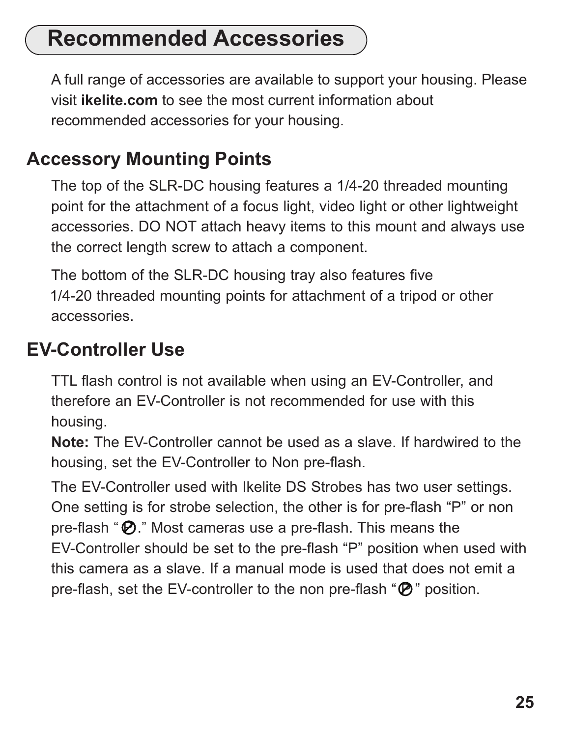# Recommended Accessories

A full range of accessories are available to support your housing. Please visit **ikelite.com** to see the most current information about recommended accessories for your housing.

## Accessory Mounting Points

The top of the SLR-DC housing features a 1/4-20 threaded mounting point for the attachment of a focus light, video light or other lightweight accessories. DO NOT attach heavy items to this mount and always use the correct length screw to attach a component.

The bottom of the SLR-DC housing tray also features five 1/4-20 threaded mounting points for attachment of a tripod or other accessories.

## EV-Controller Use

TTL flash control is not available when using an EV-Controller, and therefore an EV-Controller is not recommended for use with this housing.

**Note:** The EV-Controller cannot be used as a slave. If hardwired to the housing, set the EV-Controller to Non pre-flash.

The EV-Controller used with Ikelite DS Strobes has two user settings. One setting is for strobe selection, the other is for pre-flash “P” or non pre-flash “Ø.” Most cameras use a pre-flash. This means the EV-Controller should be set to the pre-flash “P” position when used with this camera as a slave. If a manual mode is used that does not emit a pre-flash, set the EV-controller to the non pre-flash “Ø” position.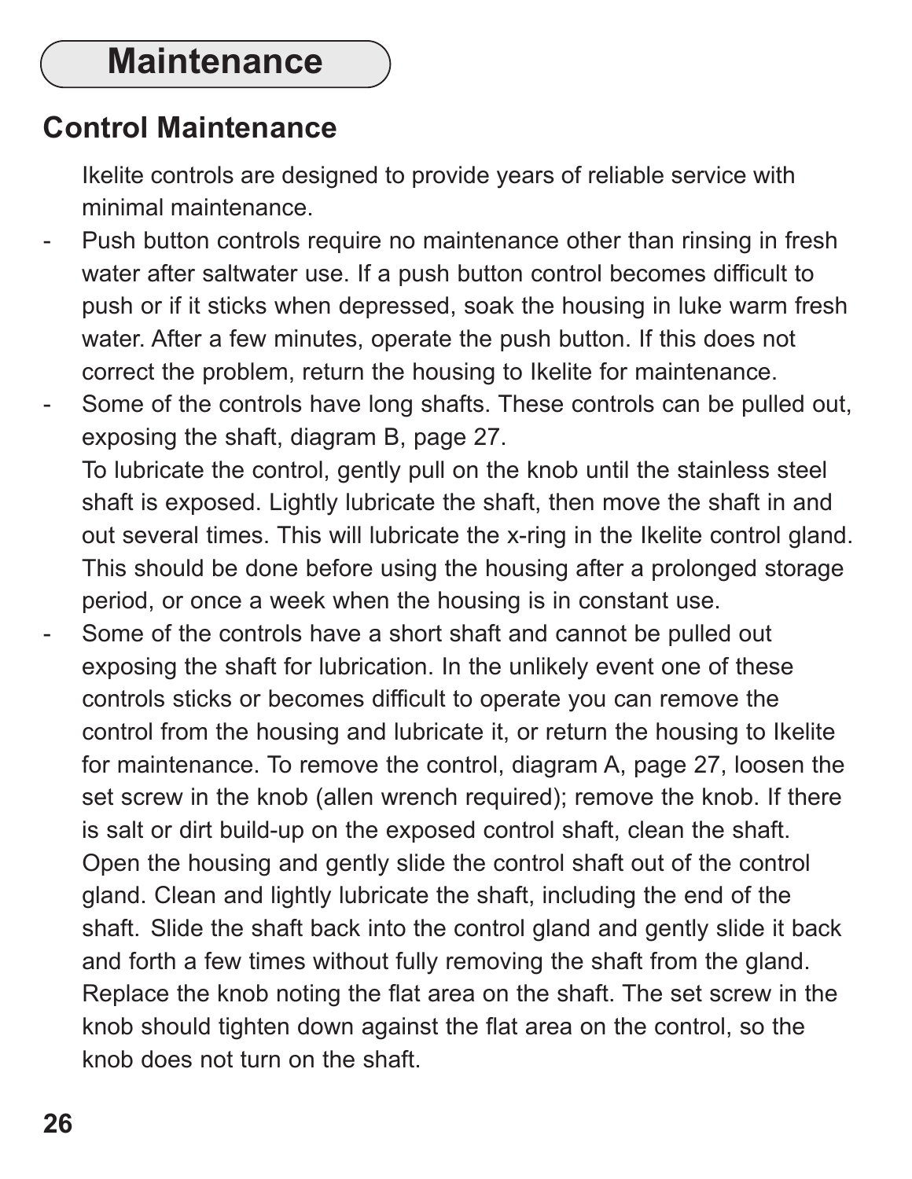# Maintenance

## Control Maintenance

Ikelite controls are designed to provide years of reliable service with minimal maintenance.

- Push button controls require no maintenance other than rinsing in fresh water after saltwater use. If a push button control becomes difficult to push or if it sticks when depressed, soak the housing in luke warm fresh water. After a few minutes, operate the push button. If this does not correct the problem, return the housing to Ikelite for maintenance.
- Some of the controls have long shafts. These controls can be pulled out, exposing the shaft, diagram B, page 27.

  To lubricate the control, gently pull on the knob until the stainless steel shaft is exposed. Lightly lubricate the shaft, then move the shaft in and out several times. This will lubricate the x-ring in the Ikelite control gland. This should be done before using the housing after a prolonged storage period, or once a week when the housing is in constant use.
- Some of the controls have a short shaft and cannot be pulled out exposing the shaft for lubrication. In the unlikely event one of these controls sticks or becomes difficult to operate you can remove the control from the housing and lubricate it, or return the housing to Ikelite for maintenance. To remove the control, diagram A, page 27, loosen the set screw in the knob (allen wrench required); remove the knob. If there is salt or dirt build-up on the exposed control shaft, clean the shaft. Open the housing and gently slide the control shaft out of the control gland. Clean and lightly lubricate the shaft, including the end of the shaft. Slide the shaft back into the control gland and gently slide it back and forth a few times without fully removing the shaft from the gland. Replace the knob noting the flat area on the shaft. The set screw in the knob should tighten down against the flat area on the control, so the knob does not turn on the shaft.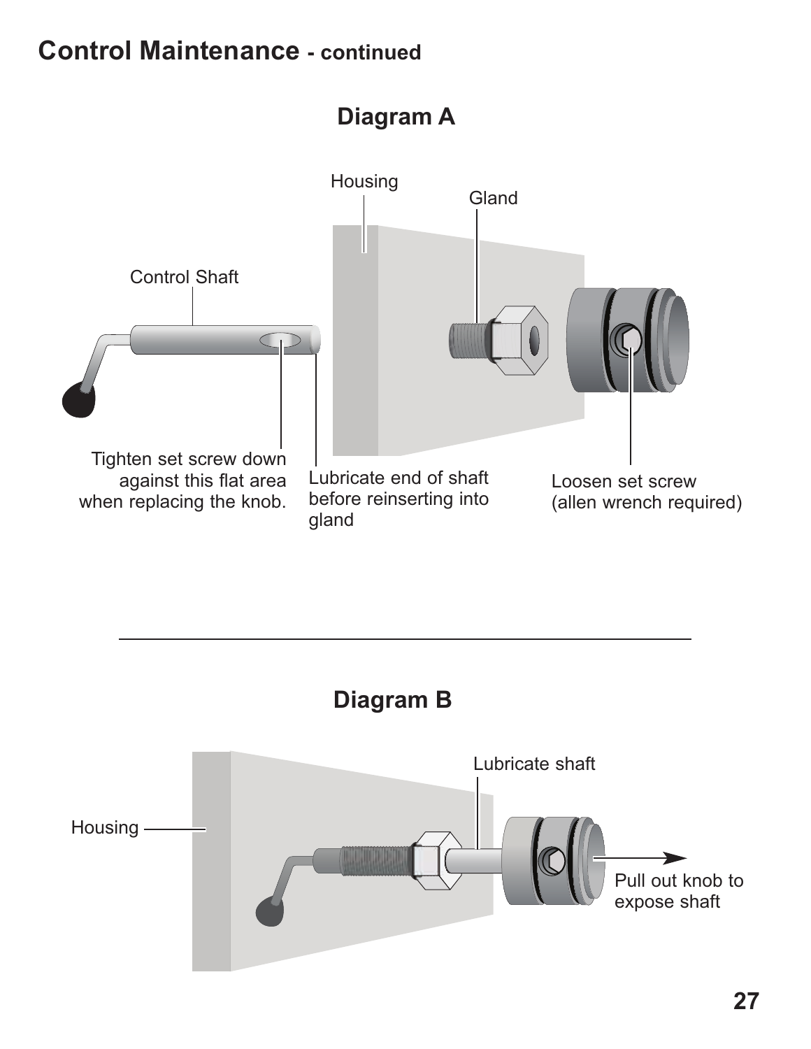# Control Maintenance - continued

## Diagram A

Housing

Gland

Control Shaft

Tighten set screw down against this flat area when replacing the knob.

Lubricate end of shaft before reinserting into gland

Loosen set screw (allen wrench required)

## Diagram B

Lubricate shaft

Housing

Pull out knob to expose shaft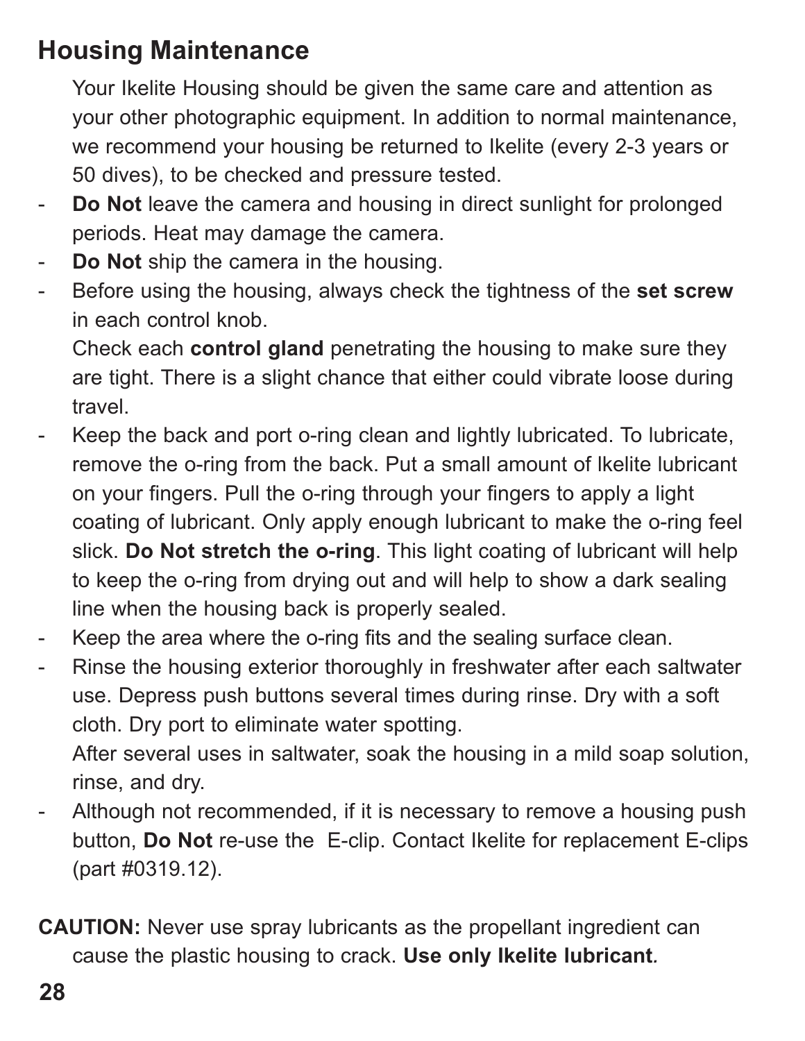## Housing Maintenance

Your Ikelite Housing should be given the same care and attention as your other photographic equipment. In addition to normal maintenance, we recommend your housing be returned to Ikelite (every 2-3 years or 50 dives), to be checked and pressure tested.

- **Do Not** leave the camera and housing in direct sunlight for prolonged periods. Heat may damage the camera.
- **Do Not** ship the camera in the housing.
- Before using the housing, always check the tightness of the **set screw** in each control knob.
  Check each **control gland** penetrating the housing to make sure they are tight. There is a slight chance that either could vibrate loose during travel.
- Keep the back and port o-ring clean and lightly lubricated. To lubricate, remove the o-ring from the back. Put a small amount of Ikelite lubricant on your fingers. Pull the o-ring through your fingers to apply a light coating of lubricant. Only apply enough lubricant to make the o-ring feel slick. **Do Not stretch the o-ring**. This light coating of lubricant will help to keep the o-ring from drying out and will help to show a dark sealing line when the housing back is properly sealed.
- Keep the area where the o-ring fits and the sealing surface clean.
- Rinse the housing exterior thoroughly in freshwater after each saltwater use. Depress push buttons several times during rinse. Dry with a soft cloth. Dry port to eliminate water spotting.
  After several uses in saltwater, soak the housing in a mild soap solution, rinse, and dry.
- Although not recommended, if it is necessary to remove a housing push button, **Do Not** re-use the E-clip. Contact Ikelite for replacement E-clips (part #0319.12).

**CAUTION:** Never use spray lubricants as the propellant ingredient can cause the plastic housing to crack. **Use only Ikelite lubricant**.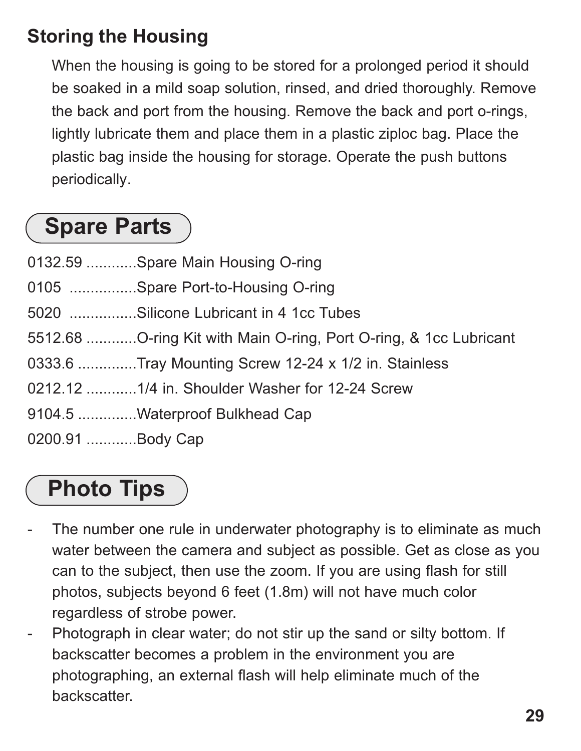## Storing the Housing

When the housing is going to be stored for a prolonged period it should be soaked in a mild soap solution, rinsed, and dried thoroughly. Remove the back and port from the housing. Remove the back and port o-rings, lightly lubricate them and place them in a plastic ziploc bag. Place the plastic bag inside the housing for storage. Operate the push buttons periodically.

# Spare Parts

0132.59 ............Spare Main Housing O-ring

0105 ................Spare Port-to-Housing O-ring

5020 ................Silicone Lubricant in 4 1cc Tubes

5512.68 ............O-ring Kit with Main O-ring, Port O-ring, & 1cc Lubricant

0333.6 ..............Tray Mounting Screw 12-24 x 1/2 in. Stainless

0212.12 ............1/4 in. Shoulder Washer for 12-24 Screw

9104.5 ..............Waterproof Bulkhead Cap

0200.91 ............Body Cap

# Photo Tips

- The number one rule in underwater photography is to eliminate as much water between the camera and subject as possible. Get as close as you can to the subject, then use the zoom. If you are using flash for still photos, subjects beyond 6 feet (1.8m) will not have much color regardless of strobe power.
- Photograph in clear water; do not stir up the sand or silty bottom. If backscatter becomes a problem in the environment you are photographing, an external flash will help eliminate much of the backscatter.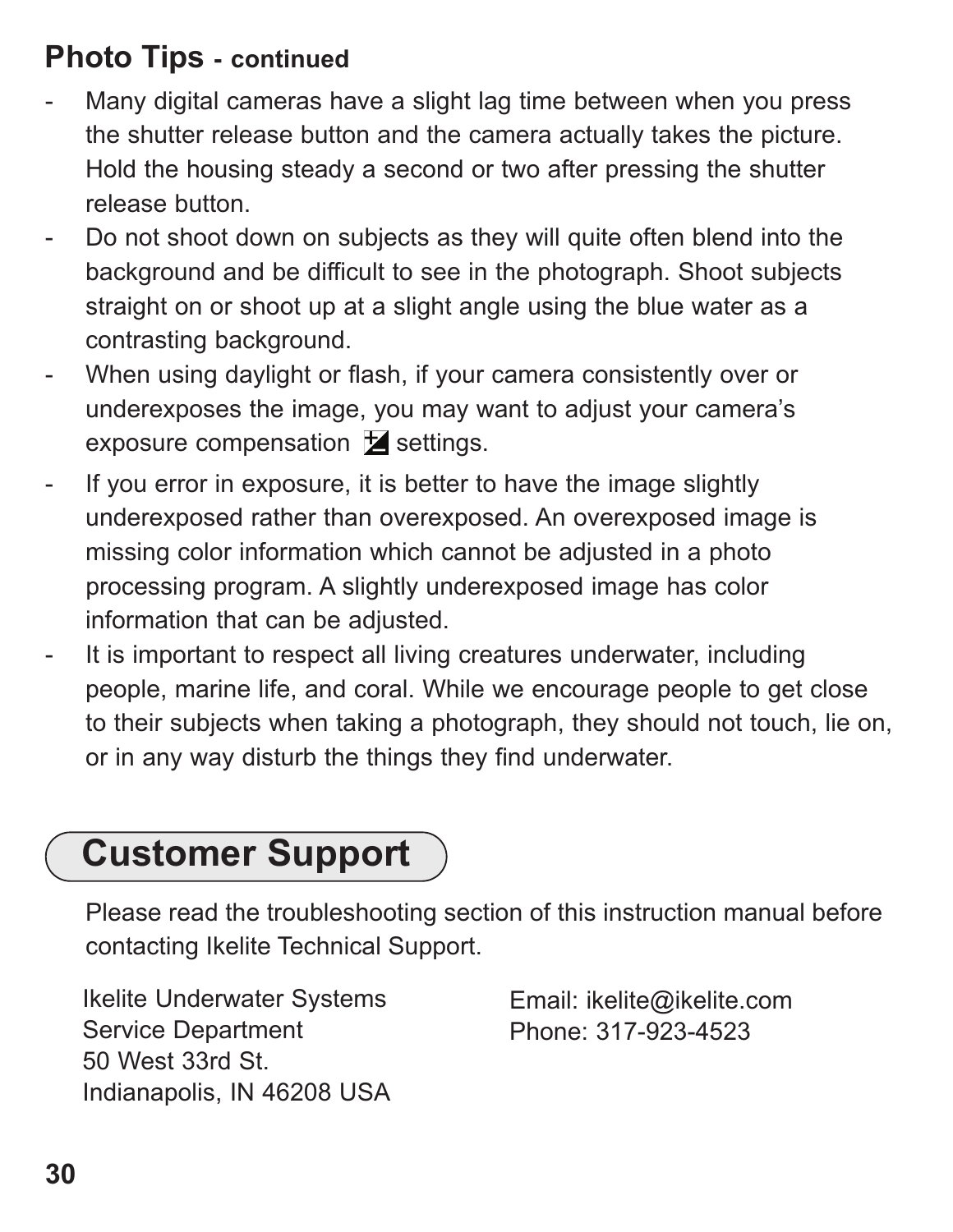## Photo Tips - continued

- Many digital cameras have a slight lag time between when you press the shutter release button and the camera actually takes the picture. Hold the housing steady a second or two after pressing the shutter release button.
- Do not shoot down on subjects as they will quite often blend into the background and be difficult to see in the photograph. Shoot subjects straight on or shoot up at a slight angle using the blue water as a contrasting background.
- When using daylight or flash, if your camera consistently over or underexposes the image, you may want to adjust your camera's exposure compensation ± settings.
- If you error in exposure, it is better to have the image slightly underexposed rather than overexposed. An overexposed image is missing color information which cannot be adjusted in a photo processing program. A slightly underexposed image has color information that can be adjusted.
- It is important to respect all living creatures underwater, including people, marine life, and coral. While we encourage people to get close to their subjects when taking a photograph, they should not touch, lie on, or in any way disturb the things they find underwater.

# Customer Support

Please read the troubleshooting section of this instruction manual before contacting Ikelite Technical Support.

Ikelite Underwater Systems
Service Department
50 West 33rd St.
Indianapolis, IN 46208 USA

Email: ikelite@ikelite.com
Phone: 317-923-4523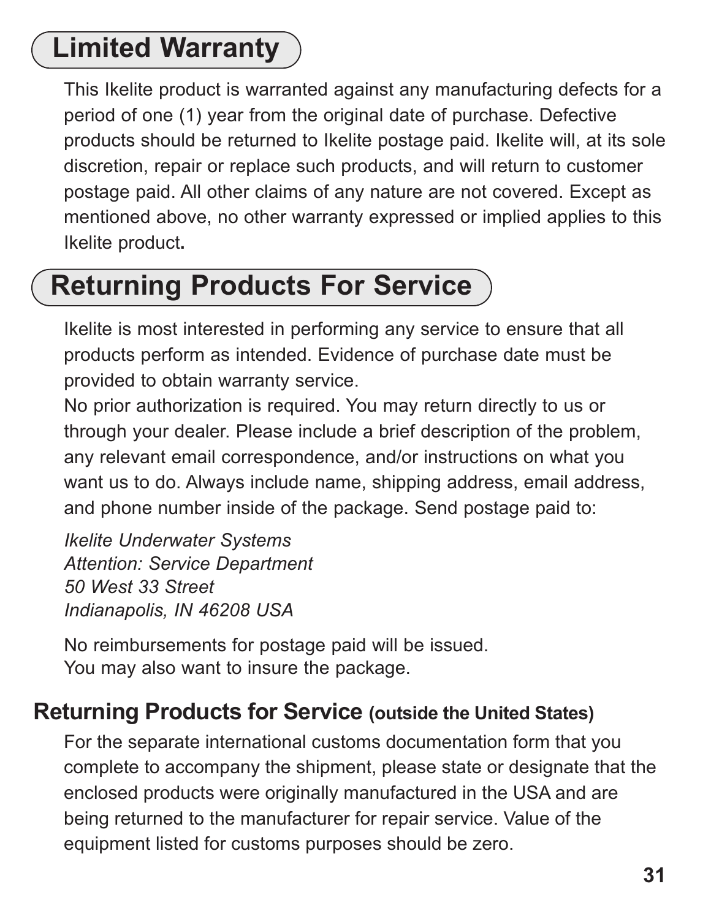## Limited Warranty

This Ikelite product is warranted against any manufacturing defects for a period of one (1) year from the original date of purchase. Defective products should be returned to Ikelite postage paid. Ikelite will, at its sole discretion, repair or replace such products, and will return to customer postage paid. All other claims of any nature are not covered. Except as mentioned above, no other warranty expressed or implied applies to this Ikelite product.

## Returning Products For Service

Ikelite is most interested in performing any service to ensure that all products perform as intended. Evidence of purchase date must be provided to obtain warranty service.

No prior authorization is required. You may return directly to us or through your dealer. Please include a brief description of the problem, any relevant email correspondence, and/or instructions on what you want us to do. Always include name, shipping address, email address, and phone number inside of the package. Send postage paid to:

*Ikelite Underwater Systems*
*Attention: Service Department*
*50 West 33 Street*
*Indianapolis, IN 46208 USA*

No reimbursements for postage paid will be issued.
You may also want to insure the package.

### Returning Products for Service (outside the United States)

For the separate international customs documentation form that you complete to accompany the shipment, please state or designate that the enclosed products were originally manufactured in the USA and are being returned to the manufacturer for repair service. Value of the equipment listed for customs purposes should be zero.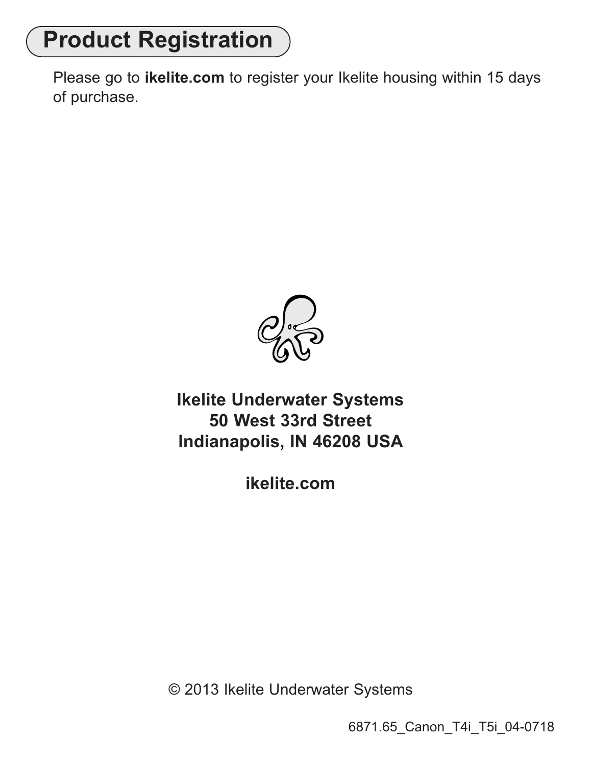## Product Registration

Please go to **ikelite.com** to register your Ikelite housing within 15 days of purchase.

**Ikelite Underwater Systems**
**50 West 33rd Street**
**Indianapolis, IN 46208 USA**

**ikelite.com**

© 2013 Ikelite Underwater Systems

6871.65_Canon_T4i_T5i_04-0718